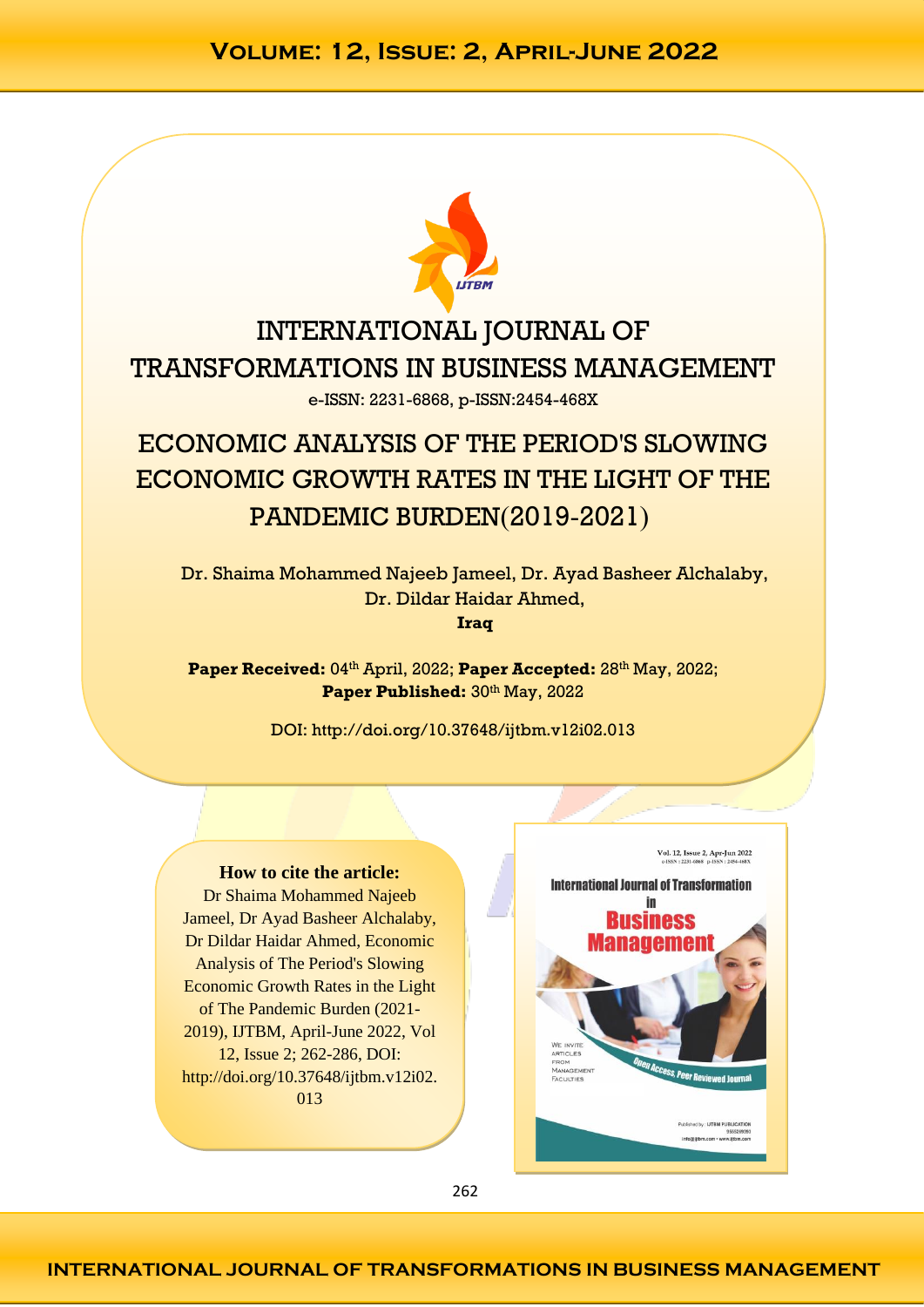# INTERNATIONAL JOURNAL OF TRANSFORMATIONS IN BUSINESS MANAGEMENT

e-ISSN: 2231-6868, p-ISSN:2454-468X

# ECONOMIC ANALYSIS OF THE PERIOD'S SLOWING ECONOMIC GROWTH RATES IN THE LIGHT OF THE PANDEMIC BURDEN(2019-2021)

Dr. Shaima Mohammed Najeeb Jameel, Dr. Ayad Basheer Alchalaby, Dr. Dildar Haidar Ahmed,

**Iraq**

**Paper Received:** 04th April, 2022; **Paper Accepted:** 28th May, 2022; **Paper Published:** 30th May, 2022

DOI: http://doi.org/10.37648/ijtbm.v12i02.013

**How to cite the article:**
Dr Shaima Mohammed Najeeb Jameel, Dr Ayad Basheer Alchalaby, Dr Dildar Haidar Ahmed, Economic Analysis of The Period's Slowing Economic Growth Rates in the Light of The Pandemic Burden (2021-2019), IJTBM, April-June 2022, Vol 12, Issue 2; 262-286, DOI: http://doi.org/10.37648/ijtbm.v12i02.013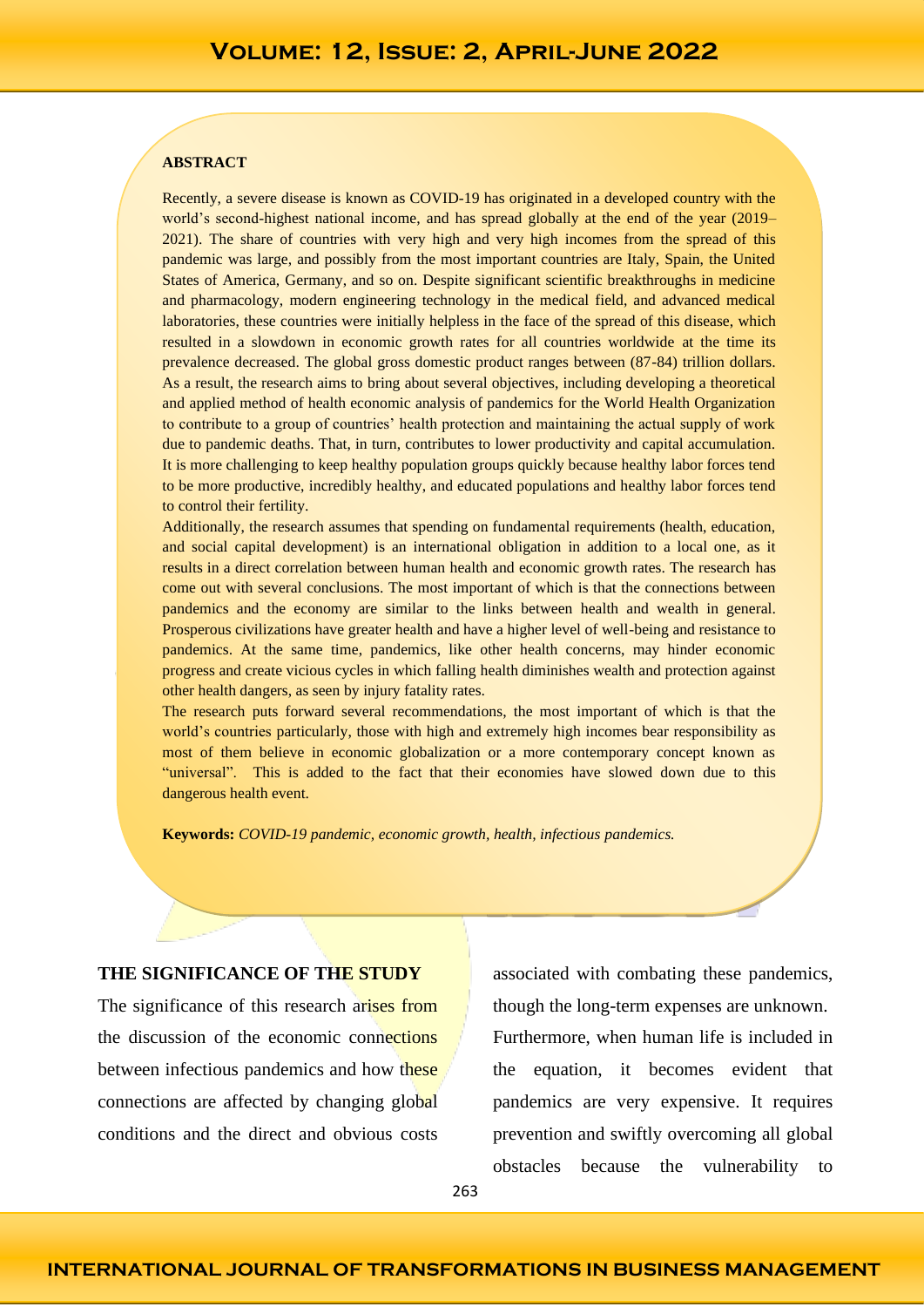**ABSTRACT**

Recently, a severe disease is known as COVID-19 has originated in a developed country with the world's second-highest national income, and has spread globally at the end of the year (2019–2021). The share of countries with very high and very high incomes from the spread of this pandemic was large, and possibly from the most important countries are Italy, Spain, the United States of America, Germany, and so on. Despite significant scientific breakthroughs in medicine and pharmacology, modern engineering technology in the medical field, and advanced medical laboratories, these countries were initially helpless in the face of the spread of this disease, which resulted in a slowdown in economic growth rates for all countries worldwide at the time its prevalence decreased. The global gross domestic product ranges between (87-84) trillion dollars. As a result, the research aims to bring about several objectives, including developing a theoretical and applied method of health economic analysis of pandemics for the World Health Organization to contribute to a group of countries' health protection and maintaining the actual supply of work due to pandemic deaths. That, in turn, contributes to lower productivity and capital accumulation. It is more challenging to keep healthy population groups quickly because healthy labor forces tend to be more productive, incredibly healthy, and educated populations and healthy labor forces tend to control their fertility.

Additionally, the research assumes that spending on fundamental requirements (health, education, and social capital development) is an international obligation in addition to a local one, as it results in a direct correlation between human health and economic growth rates. The research has come out with several conclusions. The most important of which is that the connections between pandemics and the economy are similar to the links between health and wealth in general. Prosperous civilizations have greater health and have a higher level of well-being and resistance to pandemics. At the same time, pandemics, like other health concerns, may hinder economic progress and create vicious cycles in which falling health diminishes wealth and protection against other health dangers, as seen by injury fatality rates.

The research puts forward several recommendations, the most important of which is that the world's countries particularly, those with high and extremely high incomes bear responsibility as most of them believe in economic globalization or a more contemporary concept known as "universal". This is added to the fact that their economies have slowed down due to this dangerous health event.

**Keywords:** *COVID-19 pandemic, economic growth, health, infectious pandemics.*

## THE SIGNIFICANCE OF THE STUDY

The significance of this research arises from the discussion of the economic connections between infectious pandemics and how these connections are affected by changing global conditions and the direct and obvious costs associated with combating these pandemics, though the long-term expenses are unknown. Furthermore, when human life is included in the equation, it becomes evident that pandemics are very expensive. It requires prevention and swiftly overcoming all global obstacles because the vulnerability to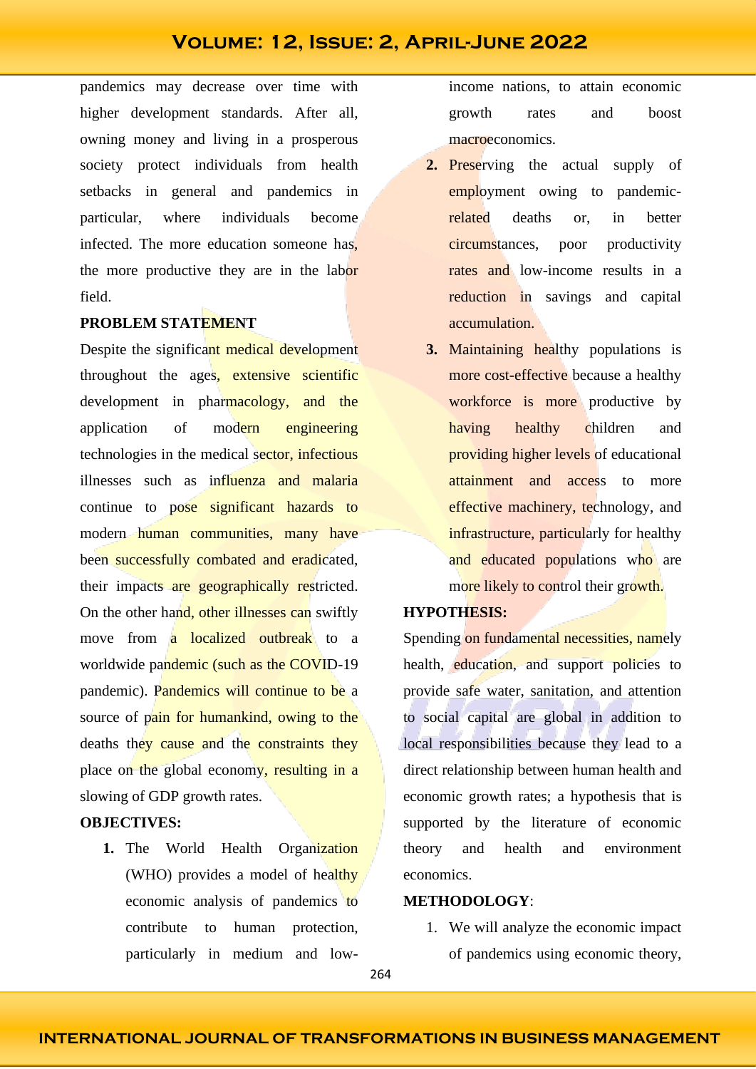pandemics may decrease over time with higher development standards. After all, owning money and living in a prosperous society protect individuals from health setbacks in general and pandemics in particular, where individuals become infected. The more education someone has, the more productive they are in the labor field.

**PROBLEM STATEMENT**

Despite the significant medical development throughout the ages, extensive scientific development in pharmacology, and the application of modern engineering technologies in the medical sector, infectious illnesses such as influenza and malaria continue to pose significant hazards to modern human communities, many have been successfully combated and eradicated, their impacts are geographically restricted. On the other hand, other illnesses can swiftly move from a localized outbreak to a worldwide pandemic (such as the COVID-19 pandemic). Pandemics will continue to be a source of pain for humankind, owing to the deaths they cause and the constraints they place on the global economy, resulting in a slowing of GDP growth rates.

**OBJECTIVES:**

1. The World Health Organization (WHO) provides a model of healthy economic analysis of pandemics to contribute to human protection, particularly in medium and low-income nations, to attain economic growth rates and boost macroeconomics.
2. Preserving the actual supply of employment owing to pandemic-related deaths or, in better circumstances, poor productivity rates and low-income results in a reduction in savings and capital accumulation.
3. Maintaining healthy populations is more cost-effective because a healthy workforce is more productive by having healthy children and providing higher levels of educational attainment and access to more effective machinery, technology, and infrastructure, particularly for healthy and educated populations who are more likely to control their growth.

**HYPOTHESIS:**

Spending on fundamental necessities, namely health, education, and support policies to provide safe water, sanitation, and attention to social capital are global in addition to local responsibilities because they lead to a direct relationship between human health and economic growth rates; a hypothesis that is supported by the literature of economic theory and health and environment economics.

**METHODOLOGY**:

1. We will analyze the economic impact of pandemics using economic theory,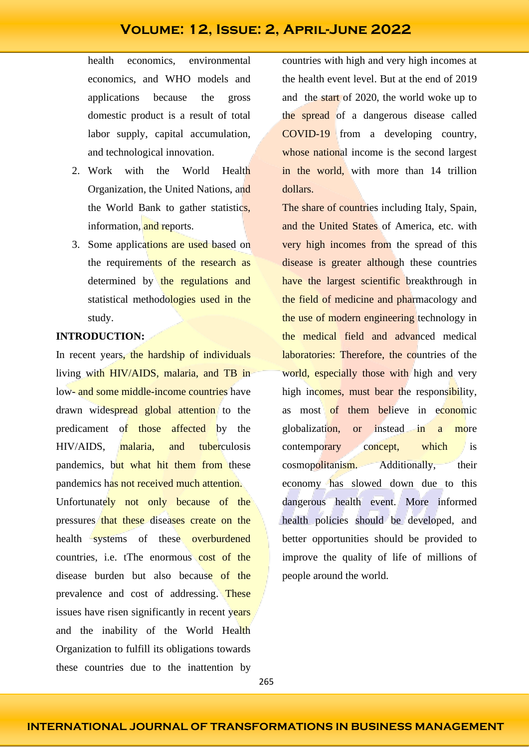health economics, environmental economics, and WHO models and applications because the gross domestic product is a result of total labor supply, capital accumulation, and technological innovation.

2. Work with the World Health Organization, the United Nations, and the World Bank to gather statistics, information, and reports.
3. Some applications are used based on the requirements of the research as determined by the regulations and statistical methodologies used in the study.

**INTRODUCTION:**

In recent years, the hardship of individuals living with HIV/AIDS, malaria, and TB in low- and some middle-income countries have drawn widespread global attention to the predicament of those affected by the HIV/AIDS, malaria, and tuberculosis pandemics, but what hit them from these pandemics has not received much attention.

Unfortunately not only because of the pressures that these diseases create on the health systems of these overburdened countries, i.e. tThe enormous cost of the disease burden but also because of the prevalence and cost of addressing. These issues have risen significantly in recent years and the inability of the World Health Organization to fulfill its obligations towards these countries due to the inattention by countries with high and very high incomes at the health event level. But at the end of 2019 and the start of 2020, the world woke up to the spread of a dangerous disease called COVID-19 from a developing country, whose national income is the second largest in the world, with more than 14 trillion dollars.

The share of countries including Italy, Spain, and the United States of America, etc. with very high incomes from the spread of this disease is greater although these countries have the largest scientific breakthrough in the field of medicine and pharmacology and the use of modern engineering technology in the medical field and advanced medical laboratories: Therefore, the countries of the world, especially those with high and very high incomes, must bear the responsibility, as most of them believe in economic globalization, or instead in a more contemporary concept, which is cosmopolitanism. Additionally, their economy has slowed down due to this dangerous health event. More informed health policies should be developed, and better opportunities should be provided to improve the quality of life of millions of people around the world.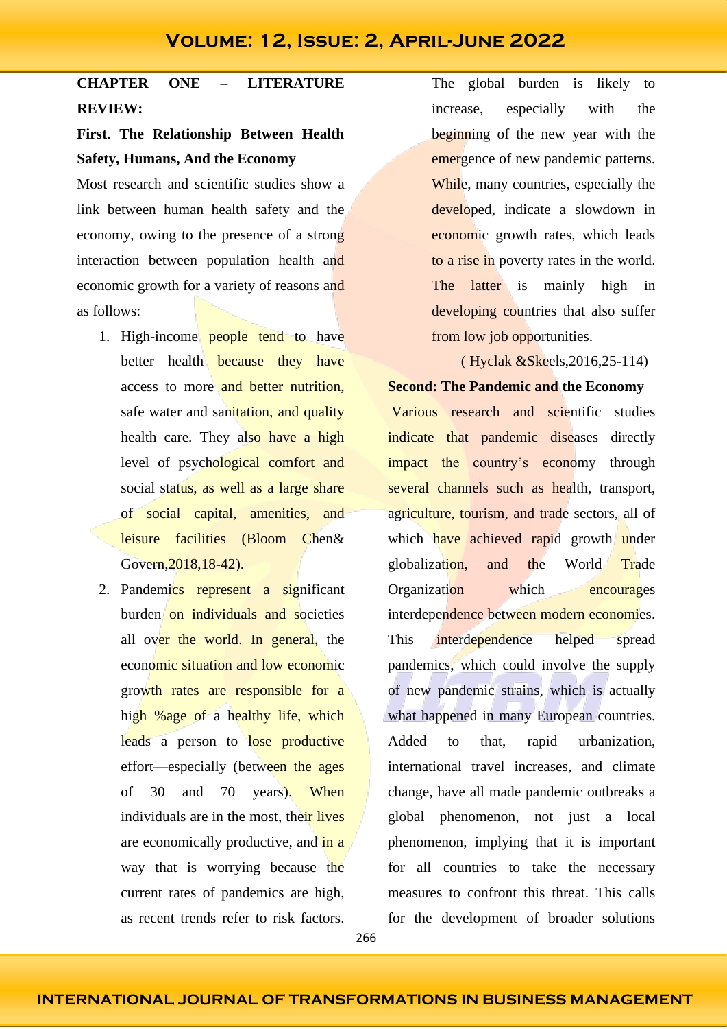## CHAPTER ONE – LITERATURE REVIEW:

### First. The Relationship Between Health Safety, Humans, And the Economy

Most research and scientific studies show a link between human health safety and the economy, owing to the presence of a strong interaction between population health and economic growth for a variety of reasons and as follows:

1. High-income people tend to have better health because they have access to more and better nutrition, safe water and sanitation, and quality health care. They also have a high level of psychological comfort and social status, as well as a large share of social capital, amenities, and leisure facilities (Bloom Chen& Govern,2018,18-42).
2. Pandemics represent a significant burden on individuals and societies all over the world. In general, the economic situation and low economic growth rates are responsible for a high %age of a healthy life, which leads a person to lose productive effort—especially (between the ages of 30 and 70 years). When individuals are in the most, their lives are economically productive, and in a way that is worrying because the current rates of pandemics are high, as recent trends refer to risk factors. The global burden is likely to increase, especially with the beginning of the new year with the emergence of new pandemic patterns. While, many countries, especially the developed, indicate a slowdown in economic growth rates, which leads to a rise in poverty rates in the world. The latter is mainly high in developing countries that also suffer from low job opportunities.

( Hyclak &Skeels,2016,25-114)

### Second: The Pandemic and the Economy

Various research and scientific studies indicate that pandemic diseases directly impact the country's economy through several channels such as health, transport, agriculture, tourism, and trade sectors, all of which have achieved rapid growth under globalization, and the World Trade Organization which encourages interdependence between modern economies. This interdependence helped spread pandemics, which could involve the supply of new pandemic strains, which is actually what happened in many European countries. Added to that, rapid urbanization, international travel increases, and climate change, have all made pandemic outbreaks a global phenomenon, not just a local phenomenon, implying that it is important for all countries to take the necessary measures to confront this threat. This calls for the development of broader solutions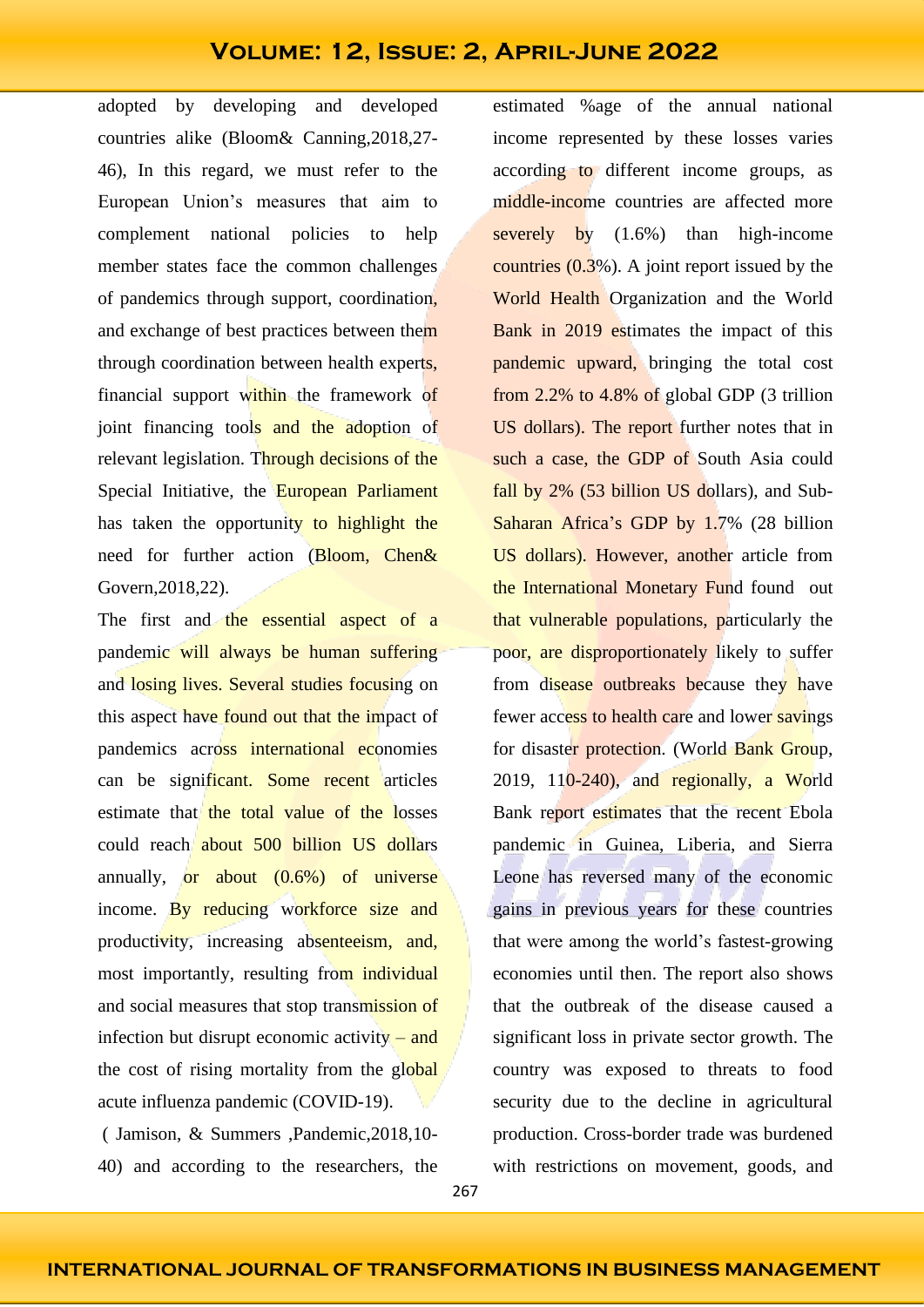adopted by developing and developed countries alike (Bloom& Canning,2018,27-46), In this regard, we must refer to the European Union's measures that aim to complement national policies to help member states face the common challenges of pandemics through support, coordination, and exchange of best practices between them through coordination between health experts, financial support within the framework of joint financing tools and the adoption of relevant legislation. Through decisions of the Special Initiative, the European Parliament has taken the opportunity to highlight the need for further action (Bloom, Chen& Govern,2018,22).

The first and the essential aspect of a pandemic will always be human suffering and losing lives. Several studies focusing on this aspect have found out that the impact of pandemics across international economies can be significant. Some recent articles estimate that the total value of the losses could reach about 500 billion US dollars annually, or about (0.6%) of universe income. By reducing workforce size and productivity, increasing absenteeism, and, most importantly, resulting from individual and social measures that stop transmission of infection but disrupt economic activity – and the cost of rising mortality from the global acute influenza pandemic (COVID-19).

( Jamison, & Summers ,Pandemic,2018,10-40) and according to the researchers, the estimated %age of the annual national income represented by these losses varies according to different income groups, as middle-income countries are affected more severely by (1.6%) than high-income countries (0.3%). A joint report issued by the World Health Organization and the World Bank in 2019 estimates the impact of this pandemic upward, bringing the total cost from 2.2% to 4.8% of global GDP (3 trillion US dollars). The report further notes that in such a case, the GDP of South Asia could fall by 2% (53 billion US dollars), and Sub-Saharan Africa's GDP by 1.7% (28 billion US dollars). However, another article from the International Monetary Fund found out that vulnerable populations, particularly the poor, are disproportionately likely to suffer from disease outbreaks because they have fewer access to health care and lower savings for disaster protection. (World Bank Group, 2019, 110-240), and regionally, a World Bank report estimates that the recent Ebola pandemic in Guinea, Liberia, and Sierra Leone has reversed many of the economic gains in previous years for these countries that were among the world's fastest-growing economies until then. The report also shows that the outbreak of the disease caused a significant loss in private sector growth. The country was exposed to threats to food security due to the decline in agricultural production. Cross-border trade was burdened with restrictions on movement, goods, and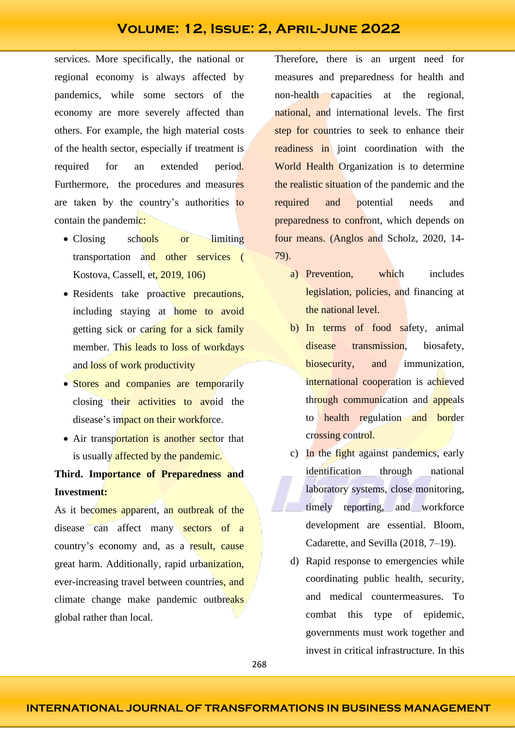services. More specifically, the national or regional economy is always affected by pandemics, while some sectors of the economy are more severely affected than others. For example, the high material costs of the health sector, especially if treatment is required for an extended period. Furthermore, the procedures and measures are taken by the country's authorities to contain the pandemic:

- Closing schools or limiting transportation and other services ( Kostova, Cassell, et, 2019, 106)
- Residents take proactive precautions, including staying at home to avoid getting sick or caring for a sick family member. This leads to loss of workdays and loss of work productivity
- Stores and companies are temporarily closing their activities to avoid the disease's impact on their workforce.
- Air transportation is another sector that is usually affected by the pandemic.

**Third. Importance of Preparedness and Investment:**

As it becomes apparent, an outbreak of the disease can affect many sectors of a country's economy and, as a result, cause great harm. Additionally, rapid urbanization, ever-increasing travel between countries, and climate change make pandemic outbreaks global rather than local.

Therefore, there is an urgent need for measures and preparedness for health and non-health capacities at the regional, national, and international levels. The first step for countries to seek to enhance their readiness in joint coordination with the World Health Organization is to determine the realistic situation of the pandemic and the required and potential needs and preparedness to confront, which depends on four means. (Anglos and Scholz, 2020, 14-79).

a) Prevention, which includes legislation, policies, and financing at the national level.

b) In terms of food safety, animal disease transmission, biosafety, biosecurity, and immunization, international cooperation is achieved through communication and appeals to health regulation and border crossing control.

c) In the fight against pandemics, early identification through national laboratory systems, close monitoring, timely reporting, and workforce development are essential. Bloom, Cadarette, and Sevilla (2018, 7–19).

d) Rapid response to emergencies while coordinating public health, security, and medical countermeasures. To combat this type of epidemic, governments must work together and invest in critical infrastructure. In this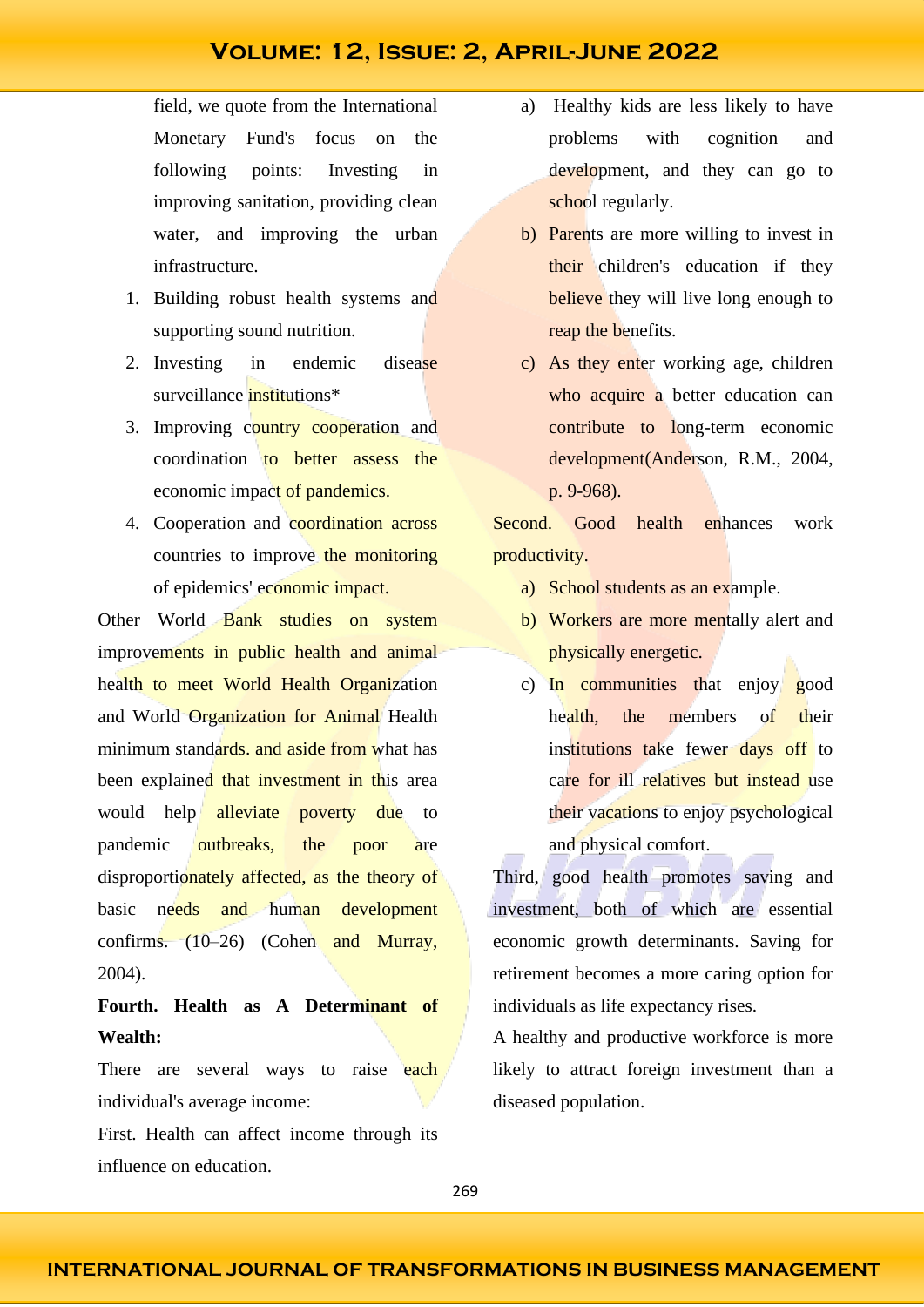field, we quote from the International Monetary Fund's focus on the following points: Investing in improving sanitation, providing clean water, and improving the urban infrastructure.

1. Building robust health systems and supporting sound nutrition.
2. Investing in endemic disease surveillance institutions*
3. Improving country cooperation and coordination to better assess the economic impact of pandemics.
4. Cooperation and coordination across countries to improve the monitoring of epidemics' economic impact.

Other World Bank studies on system improvements in public health and animal health to meet World Health Organization and World Organization for Animal Health minimum standards. and aside from what has been explained that investment in this area would help alleviate poverty due to pandemic outbreaks, the poor are disproportionately affected, as the theory of basic needs and human development confirms. (10–26) (Cohen and Murray, 2004).

**Fourth. Health as A Determinant of Wealth:**

There are several ways to raise each individual's average income:

First. Health can affect income through its influence on education.

a) Healthy kids are less likely to have problems with cognition and development, and they can go to school regularly.
b) Parents are more willing to invest in their children's education if they believe they will live long enough to reap the benefits.
c) As they enter working age, children who acquire a better education can contribute to long-term economic development(Anderson, R.M., 2004, p. 9-968).

Second. Good health enhances work productivity.

a) School students as an example.
b) Workers are more mentally alert and physically energetic.
c) In communities that enjoy good health, the members of their institutions take fewer days off to care for ill relatives but instead use their vacations to enjoy psychological and physical comfort.

Third, good health promotes saving and investment, both of which are essential economic growth determinants. Saving for retirement becomes a more caring option for individuals as life expectancy rises.

A healthy and productive workforce is more likely to attract foreign investment than a diseased population.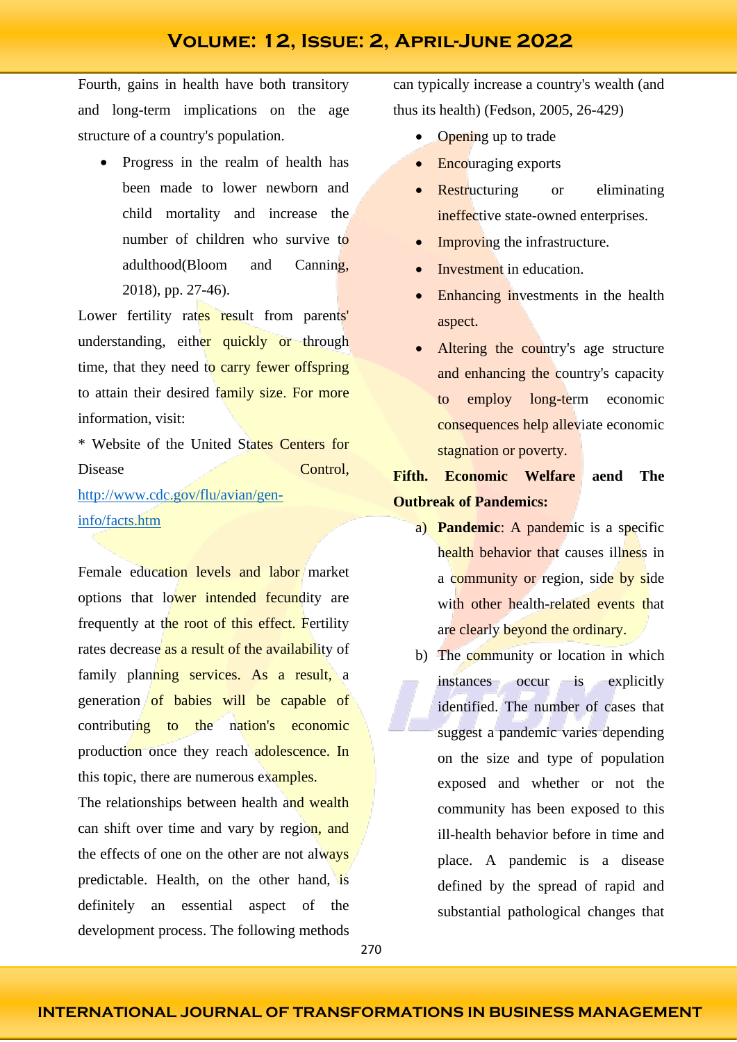Fourth, gains in health have both transitory and long-term implications on the age structure of a country's population.

- Progress in the realm of health has been made to lower newborn and child mortality and increase the number of children who survive to adulthood(Bloom and Canning, 2018), pp. 27-46).

Lower fertility rates result from parents' understanding, either quickly or through time, that they need to carry fewer offspring to attain their desired family size. For more information, visit:

* Website of the United States Centers for Disease Control, http://www.cdc.gov/flu/avian/gen-info/facts.htm

Female education levels and labor market options that lower intended fecundity are frequently at the root of this effect. Fertility rates decrease as a result of the availability of family planning services. As a result, a generation of babies will be capable of contributing to the nation's economic production once they reach adolescence. In this topic, there are numerous examples.

The relationships between health and wealth can shift over time and vary by region, and the effects of one on the other are not always predictable. Health, on the other hand, is definitely an essential aspect of the development process. The following methods can typically increase a country's wealth (and thus its health) (Fedson, 2005, 26-429)

- Opening up to trade
- Encouraging exports
- Restructuring or eliminating ineffective state-owned enterprises.
- Improving the infrastructure.
- Investment in education.
- Enhancing investments in the health aspect.
- Altering the country's age structure and enhancing the country's capacity to employ long-term economic consequences help alleviate economic stagnation or poverty.

**Fifth. Economic Welfare aend The Outbreak of Pandemics:**

a) **Pandemic**: A pandemic is a specific health behavior that causes illness in a community or region, side by side with other health-related events that are clearly beyond the ordinary.

b) The community or location in which instances occur is explicitly identified. The number of cases that suggest a pandemic varies depending on the size and type of population exposed and whether or not the community has been exposed to this ill-health behavior before in time and place. A pandemic is a disease defined by the spread of rapid and substantial pathological changes that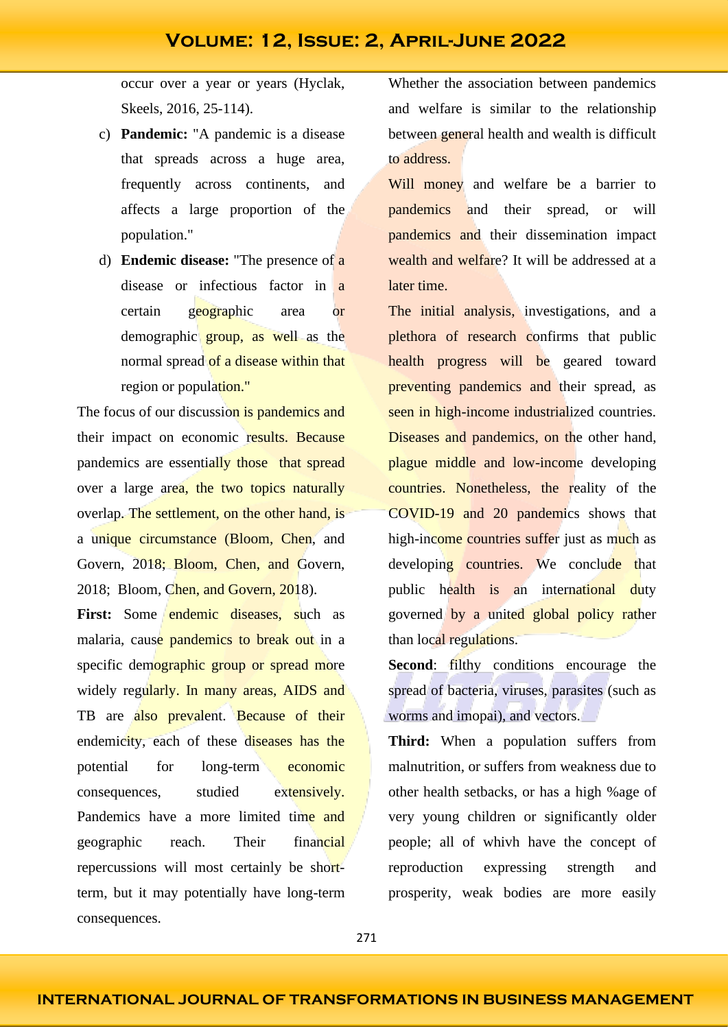occur over a year or years (Hyclak, Skeels, 2016, 25-114).

c) **Pandemic:** "A pandemic is a disease that spreads across a huge area, frequently across continents, and affects a large proportion of the population."

d) **Endemic disease:** "The presence of a disease or infectious factor in a certain geographic area or demographic group, as well as the normal spread of a disease within that region or population."

The focus of our discussion is pandemics and their impact on economic results. Because pandemics are essentially those that spread over a large area, the two topics naturally overlap. The settlement, on the other hand, is a unique circumstance (Bloom, Chen, and Govern, 2018; Bloom, Chen, and Govern, 2018; Bloom, Chen, and Govern, 2018).

**First:** Some endemic diseases, such as malaria, cause pandemics to break out in a specific demographic group or spread more widely regularly. In many areas, AIDS and TB are also prevalent. Because of their endemicity, each of these diseases has the potential for long-term economic consequences, studied extensively. Pandemics have a more limited time and geographic reach. Their financial repercussions will most certainly be short-term, but it may potentially have long-term consequences.

Whether the association between pandemics and welfare is similar to the relationship between general health and wealth is difficult to address.

Will money and welfare be a barrier to pandemics and their spread, or will pandemics and their dissemination impact wealth and welfare? It will be addressed at a later time.

The initial analysis, investigations, and a plethora of research confirms that public health progress will be geared toward preventing pandemics and their spread, as seen in high-income industrialized countries. Diseases and pandemics, on the other hand, plague middle and low-income developing countries. Nonetheless, the reality of the COVID-19 and 20 pandemics shows that high-income countries suffer just as much as developing countries. We conclude that public health is an international duty governed by a united global policy rather than local regulations.

**Second**: filthy conditions encourage the spread of bacteria, viruses, parasites (such as worms and imopai), and vectors.

**Third:** When a population suffers from malnutrition, or suffers from weakness due to other health setbacks, or has a high %age of very young children or significantly older people; all of whivh have the concept of reproduction expressing strength and prosperity, weak bodies are more easily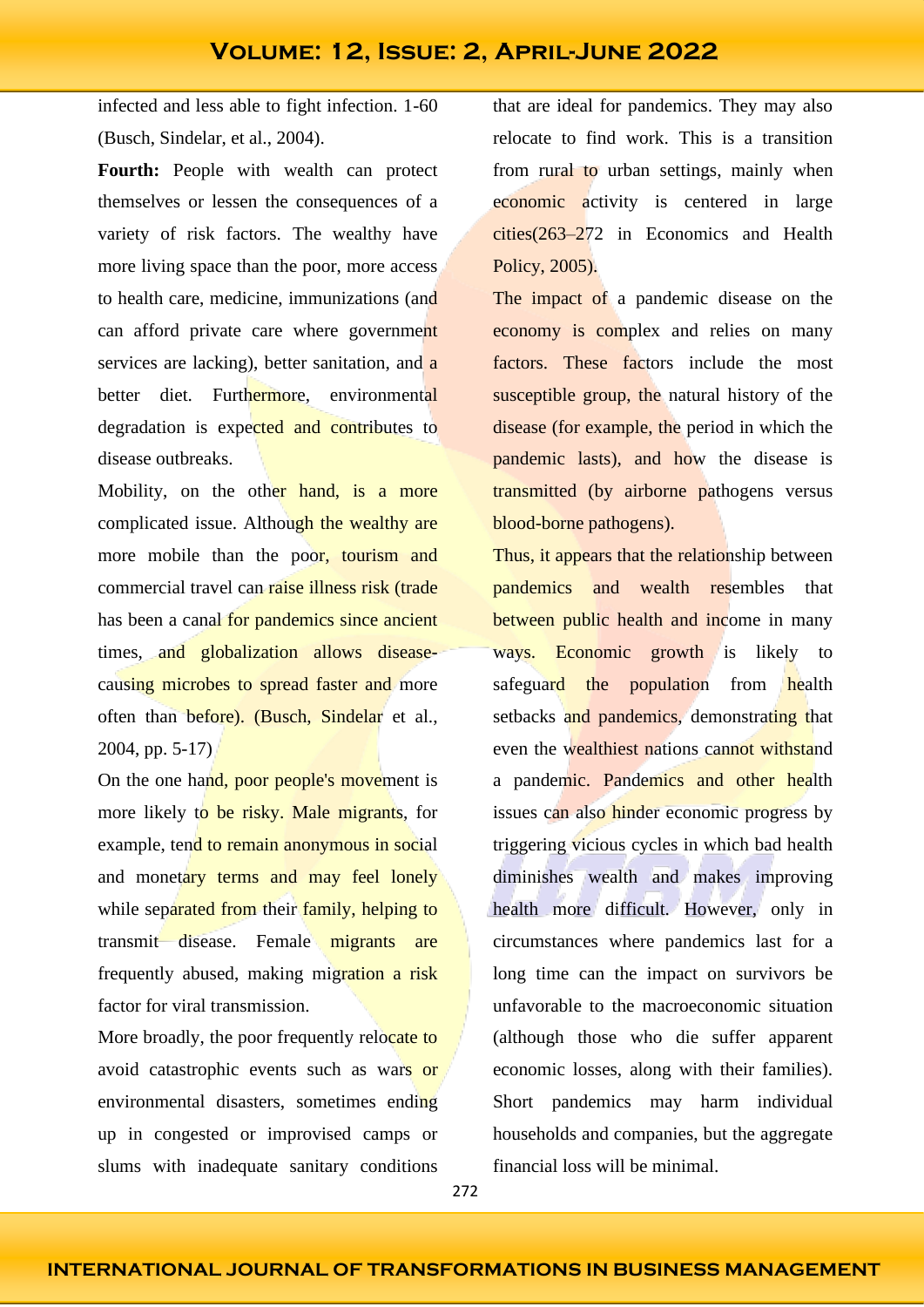infected and less able to fight infection. 1-60 (Busch, Sindelar, et al., 2004).

**Fourth:** People with wealth can protect themselves or lessen the consequences of a variety of risk factors. The wealthy have more living space than the poor, more access to health care, medicine, immunizations (and can afford private care where government services are lacking), better sanitation, and a better diet. Furthermore, environmental degradation is expected and contributes to disease outbreaks.

Mobility, on the other hand, is a more complicated issue. Although the wealthy are more mobile than the poor, tourism and commercial travel can raise illness risk (trade has been a canal for pandemics since ancient times, and globalization allows disease-causing microbes to spread faster and more often than before). (Busch, Sindelar et al., 2004, pp. 5-17)

On the one hand, poor people's movement is more likely to be risky. Male migrants, for example, tend to remain anonymous in social and monetary terms and may feel lonely while separated from their family, helping to transmit disease. Female migrants are frequently abused, making migration a risk factor for viral transmission.

More broadly, the poor frequently relocate to avoid catastrophic events such as wars or environmental disasters, sometimes ending up in congested or improvised camps or slums with inadequate sanitary conditions that are ideal for pandemics. They may also relocate to find work. This is a transition from rural to urban settings, mainly when economic activity is centered in large cities(263–272 in Economics and Health Policy, 2005).

The impact of a pandemic disease on the economy is complex and relies on many factors. These factors include the most susceptible group, the natural history of the disease (for example, the period in which the pandemic lasts), and how the disease is transmitted (by airborne pathogens versus blood-borne pathogens).

Thus, it appears that the relationship between pandemics and wealth resembles that between public health and income in many ways. Economic growth is likely to safeguard the population from health setbacks and pandemics, demonstrating that even the wealthiest nations cannot withstand a pandemic. Pandemics and other health issues can also hinder economic progress by triggering vicious cycles in which bad health diminishes wealth and makes improving health more difficult. However, only in circumstances where pandemics last for a long time can the impact on survivors be unfavorable to the macroeconomic situation (although those who die suffer apparent economic losses, along with their families). Short pandemics may harm individual households and companies, but the aggregate financial loss will be minimal.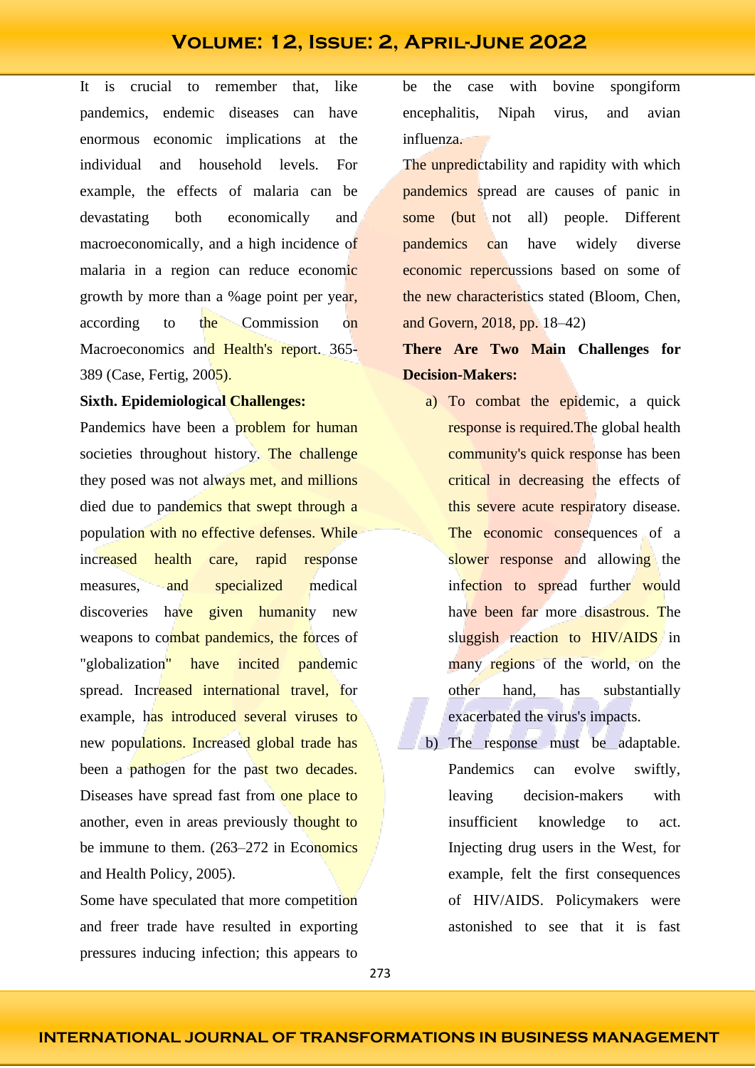It is crucial to remember that, like pandemics, endemic diseases can have enormous economic implications at the individual and household levels. For example, the effects of malaria can be devastating both economically and macroeconomically, and a high incidence of malaria in a region can reduce economic growth by more than a %age point per year, according to the Commission on Macroeconomics and Health's report. 365-389 (Case, Fertig, 2005).

**Sixth. Epidemiological Challenges:**

Pandemics have been a problem for human societies throughout history. The challenge they posed was not always met, and millions died due to pandemics that swept through a population with no effective defenses. While increased health care, rapid response measures, and specialized medical discoveries have given humanity new weapons to combat pandemics, the forces of "globalization" have incited pandemic spread. Increased international travel, for example, has introduced several viruses to new populations. Increased global trade has been a pathogen for the past two decades. Diseases have spread fast from one place to another, even in areas previously thought to be immune to them. (263–272 in Economics and Health Policy, 2005).

Some have speculated that more competition and freer trade have resulted in exporting pressures inducing infection; this appears to be the case with bovine spongiform encephalitis, Nipah virus, and avian influenza.

The unpredictability and rapidity with which pandemics spread are causes of panic in some (but not all) people. Different pandemics can have widely diverse economic repercussions based on some of the new characteristics stated (Bloom, Chen, and Govern, 2018, pp. 18–42)

**There Are Two Main Challenges for Decision-Makers:**

a) To combat the epidemic, a quick response is required.The global health community's quick response has been critical in decreasing the effects of this severe acute respiratory disease. The economic consequences of a slower response and allowing the infection to spread further would have been far more disastrous. The sluggish reaction to HIV/AIDS in many regions of the world, on the other hand, has substantially exacerbated the virus's impacts.

b) The response must be adaptable. Pandemics can evolve swiftly, leaving decision-makers with insufficient knowledge to act. Injecting drug users in the West, for example, felt the first consequences of HIV/AIDS. Policymakers were astonished to see that it is fast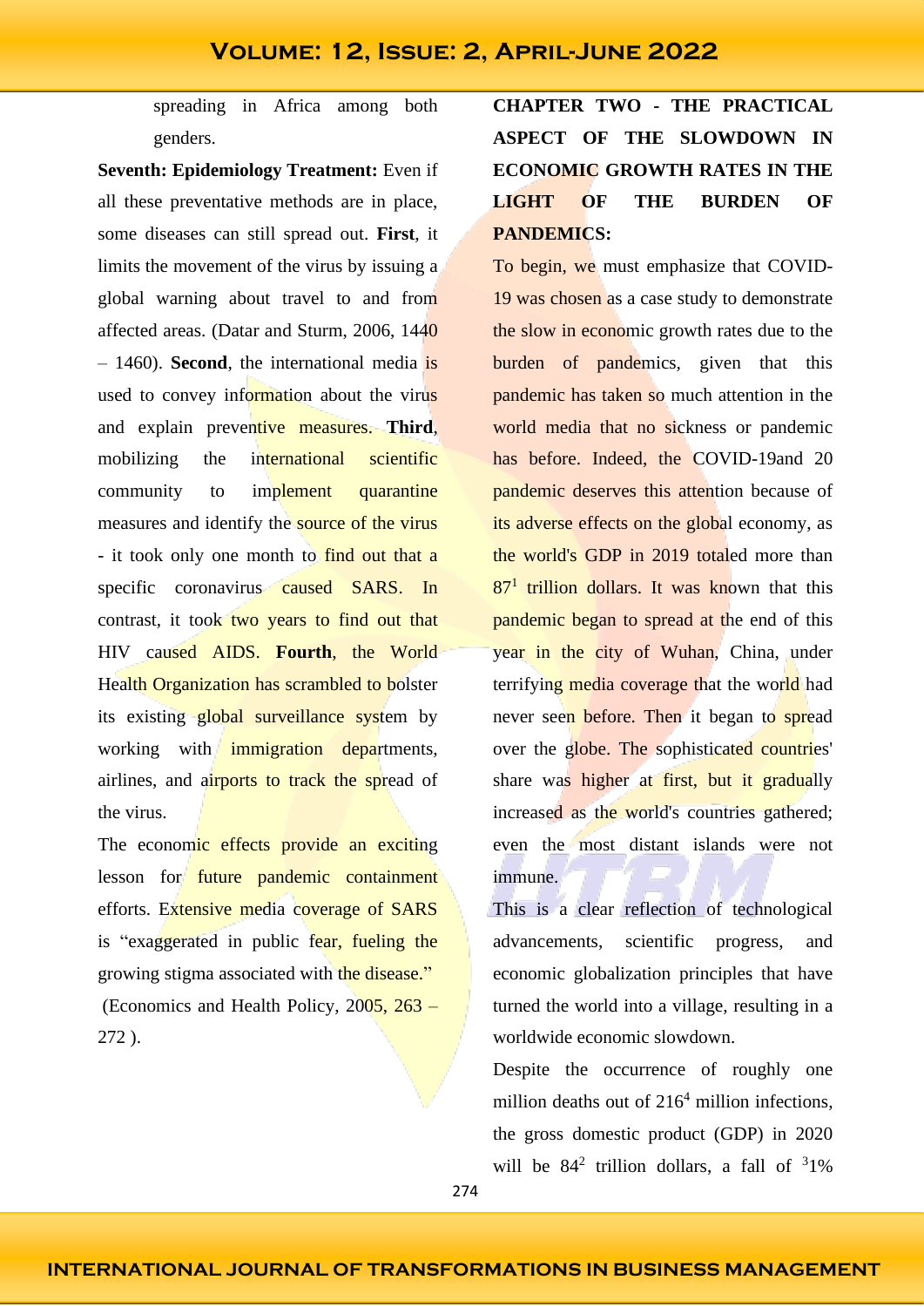spreading in Africa among both genders.

**Seventh: Epidemiology Treatment:** Even if all these preventative methods are in place, some diseases can still spread out. **First**, it limits the movement of the virus by issuing a global warning about travel to and from affected areas. (Datar and Sturm, 2006, 1440 – 1460). **Second**, the international media is used to convey information about the virus and explain preventive measures. **Third**, mobilizing the international scientific community to implement quarantine measures and identify the source of the virus - it took only one month to find out that a specific coronavirus caused SARS. In contrast, it took two years to find out that HIV caused AIDS. **Fourth**, the World Health Organization has scrambled to bolster its existing global surveillance system by working with immigration departments, airlines, and airports to track the spread of the virus.

The economic effects provide an exciting lesson for future pandemic containment efforts. Extensive media coverage of SARS is "exaggerated in public fear, fueling the growing stigma associated with the disease." (Economics and Health Policy, 2005, 263 – 272 ).

## CHAPTER TWO - THE PRACTICAL ASPECT OF THE SLOWDOWN IN ECONOMIC GROWTH RATES IN THE LIGHT OF THE BURDEN OF PANDEMICS:

To begin, we must emphasize that COVID-19 was chosen as a case study to demonstrate the slow in economic growth rates due to the burden of pandemics, given that this pandemic has taken so much attention in the world media that no sickness or pandemic has before. Indeed, the COVID-19and 20 pandemic deserves this attention because of its adverse effects on the global economy, as the world's GDP in 2019 totaled more than 87[1] trillion dollars. It was known that this pandemic began to spread at the end of this year in the city of Wuhan, China, under terrifying media coverage that the world had never seen before. Then it began to spread over the globe. The sophisticated countries' share was higher at first, but it gradually increased as the world's countries gathered; even the most distant islands were not immune.

This is a clear reflection of technological advancements, scientific progress, and economic globalization principles that have turned the world into a village, resulting in a worldwide economic slowdown.

Despite the occurrence of roughly one million deaths out of 216[4] million infections, the gross domestic product (GDP) in 2020 will be 84[2] trillion dollars, a fall of [3]1%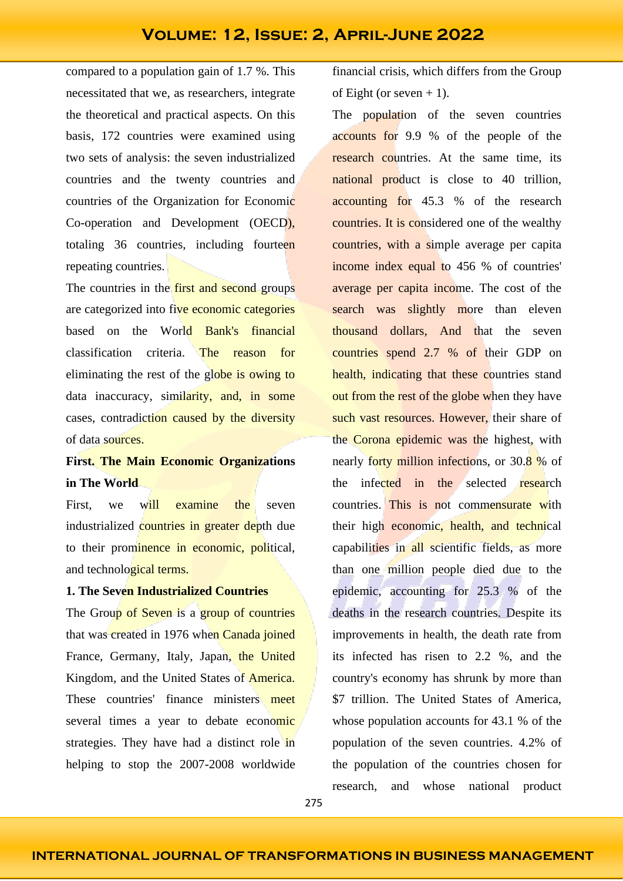compared to a population gain of 1.7 %. This necessitated that we, as researchers, integrate the theoretical and practical aspects. On this basis, 172 countries were examined using two sets of analysis: the seven industrialized countries and the twenty countries and countries of the Organization for Economic Co-operation and Development (OECD), totaling 36 countries, including fourteen repeating countries.

The countries in the first and second groups are categorized into five economic categories based on the World Bank's financial classification criteria. The reason for eliminating the rest of the globe is owing to data inaccuracy, similarity, and, in some cases, contradiction caused by the diversity of data sources.

**First. The Main Economic Organizations in The World**

First, we will examine the seven industrialized countries in greater depth due to their prominence in economic, political, and technological terms.

**1. The Seven Industrialized Countries**

The Group of Seven is a group of countries that was created in 1976 when Canada joined France, Germany, Italy, Japan, the United Kingdom, and the United States of America. These countries' finance ministers meet several times a year to debate economic strategies. They have had a distinct role in helping to stop the 2007-2008 worldwide financial crisis, which differs from the Group of Eight (or seven + 1).

The population of the seven countries accounts for 9.9 % of the people of the research countries. At the same time, its national product is close to 40 trillion, accounting for 45.3 % of the research countries. It is considered one of the wealthy countries, with a simple average per capita income index equal to 456 % of countries' average per capita income. The cost of the search was slightly more than eleven thousand dollars, And that the seven countries spend 2.7 % of their GDP on health, indicating that these countries stand out from the rest of the globe when they have such vast resources. However, their share of the Corona epidemic was the highest, with nearly forty million infections, or 30.8 % of the infected in the selected research countries. This is not commensurate with their high economic, health, and technical capabilities in all scientific fields, as more than one million people died due to the epidemic, accounting for 25.3 % of the deaths in the research countries. Despite its improvements in health, the death rate from its infected has risen to 2.2 %, and the country's economy has shrunk by more than $7 trillion. The United States of America, whose population accounts for 43.1 % of the population of the seven countries. 4.2% of the population of the countries chosen for research, and whose national product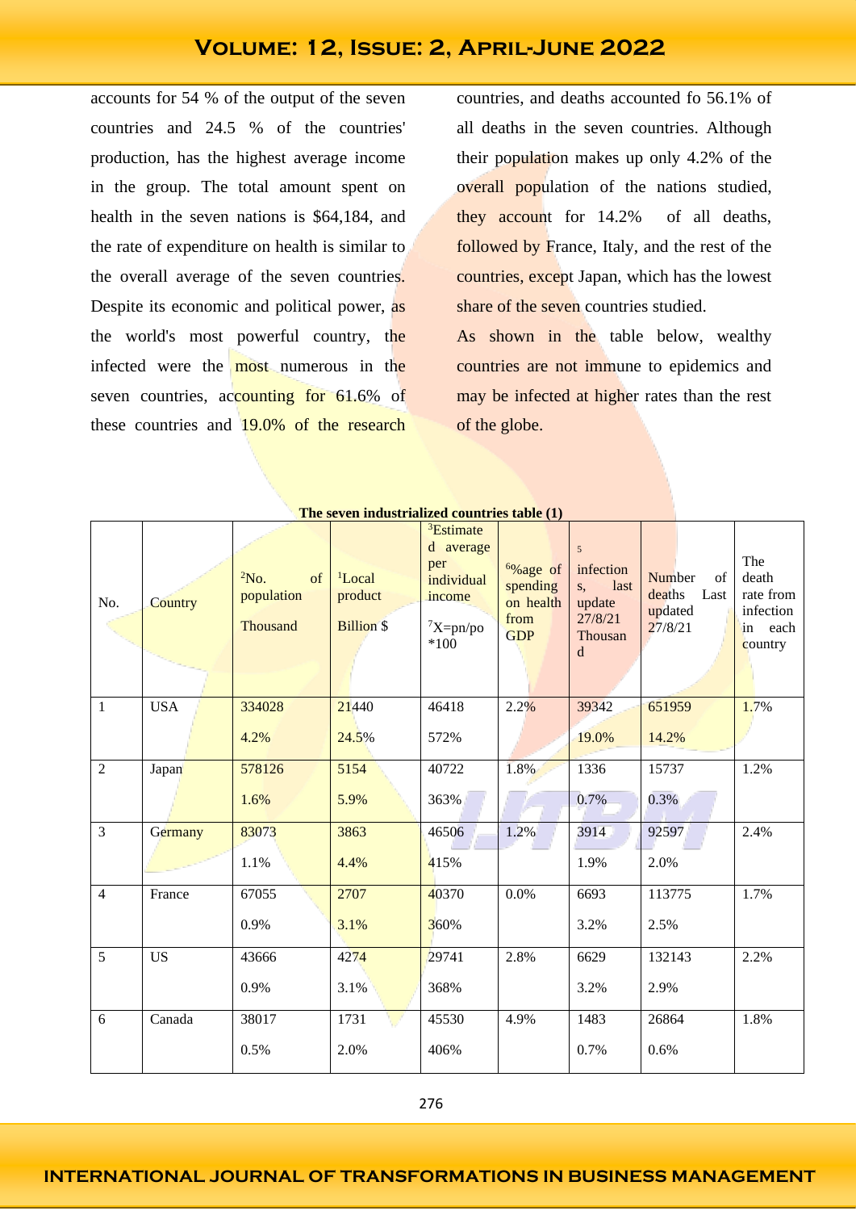accounts for 54 % of the output of the seven countries and 24.5 % of the countries' production, has the highest average income in the group. The total amount spent on health in the seven nations is $64,184, and the rate of expenditure on health is similar to the overall average of the seven countries. Despite its economic and political power, as the world's most powerful country, the infected were the most numerous in the seven countries, accounting for 61.6% of these countries and 19.0% of the research countries, and deaths accounted fo 56.1% of all deaths in the seven countries. Although their population makes up only 4.2% of the overall population of the nations studied, they account for 14.2% of all deaths, followed by France, Italy, and the rest of the countries, except Japan, which has the lowest share of the seven countries studied.

As shown in the table below, wealthy countries are not immune to epidemics and may be infected at higher rates than the rest of the globe.

**The seven industrialized countries table (1)**

| No. | Country | [2]No. of population Thousand | [1]Local product Billion $ | [3]Estimated average per individual income [7]X=pn/po *100 | [6]%age of spending on health from GDP | [5] infections, last update 27/8/21 Thousand | Number of deaths Last updated 27/8/21 | The death rate from infection in each country |
|---|---|---|---|---|---|---|---|---|
| 1 | USA | 334028<br>4.2% | 21440<br>24.5% | 46418<br>572% | 2.2% | 39342<br>19.0% | 651959<br>14.2% | 1.7% |
| 2 | Japan | 578126<br>1.6% | 5154<br>5.9% | 40722<br>363% | 1.8% | 1336<br>0.7% | 15737<br>0.3% | 1.2% |
| 3 | Germany | 83073<br>1.1% | 3863<br>4.4% | 46506<br>415% | 1.2% | 3914<br>1.9% | 92597<br>2.0% | 2.4% |
| 4 | France | 67055<br>0.9% | 2707<br>3.1% | 40370<br>360% | 0.0% | 6693<br>3.2% | 113775<br>2.5% | 1.7% |
| 5 | US | 43666<br>0.9% | 4274<br>3.1% | 29741<br>368% | 2.8% | 6629<br>3.2% | 132143<br>2.9% | 2.2% |
| 6 | Canada | 38017<br>0.5% | 1731<br>2.0% | 45530<br>406% | 4.9% | 1483<br>0.7% | 26864<br>0.6% | 1.8% |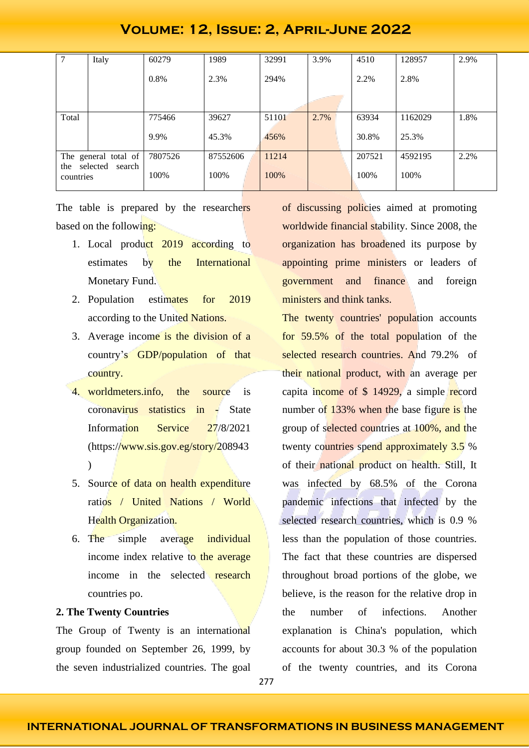| | | | | | | | | |
|---|---|---|---|---|---|---|---|---|
| 7 | Italy | 60279<br>0.8% | 1989<br>2.3% | 32991<br>294% | 3.9% | 4510<br>2.2% | 128957<br>2.8% | 2.9% |
| Total | | 775466<br>9.9% | 39627<br>45.3% | 51101<br>456% | 2.7% | 63934<br>30.8% | 1162029<br>25.3% | 1.8% |
| The general total of the selected search countries | | 7807526<br>100% | 87552606<br>100% | 11214<br>100% | | 207521<br>100% | 4592195<br>100% | 2.2% |

The table is prepared by the researchers based on the following:

1. Local product 2019 according to estimates by the International Monetary Fund.
2. Population estimates for 2019 according to the United Nations.
3. Average income is the division of a country's GDP/population of that country.
4. worldmeters.info, the source is coronavirus statistics in - State Information Service 27/8/2021 (https://www.sis.gov.eg/story/208943 )
5. Source of data on health expenditure ratios / United Nations / World Health Organization.
6. The simple average individual income index relative to the average income in the selected research countries po.

**2. The Twenty Countries**

The Group of Twenty is an international group founded on September 26, 1999, by the seven industrialized countries. The goal of discussing policies aimed at promoting worldwide financial stability. Since 2008, the organization has broadened its purpose by appointing prime ministers or leaders of government and finance and foreign ministers and think tanks.

The twenty countries' population accounts for 59.5% of the total population of the selected research countries. And 79.2% of their national product, with an average per capita income of $ 14929, a simple record number of 133% when the base figure is the group of selected countries at 100%, and the twenty countries spend approximately 3.5 % of their national product on health. Still, It was infected by 68.5% of the Corona pandemic infections that infected by the selected research countries, which is 0.9 % less than the population of those countries. The fact that these countries are dispersed throughout broad portions of the globe, we believe, is the reason for the relative drop in the number of infections. Another explanation is China's population, which accounts for about 30.3 % of the population of the twenty countries, and its Corona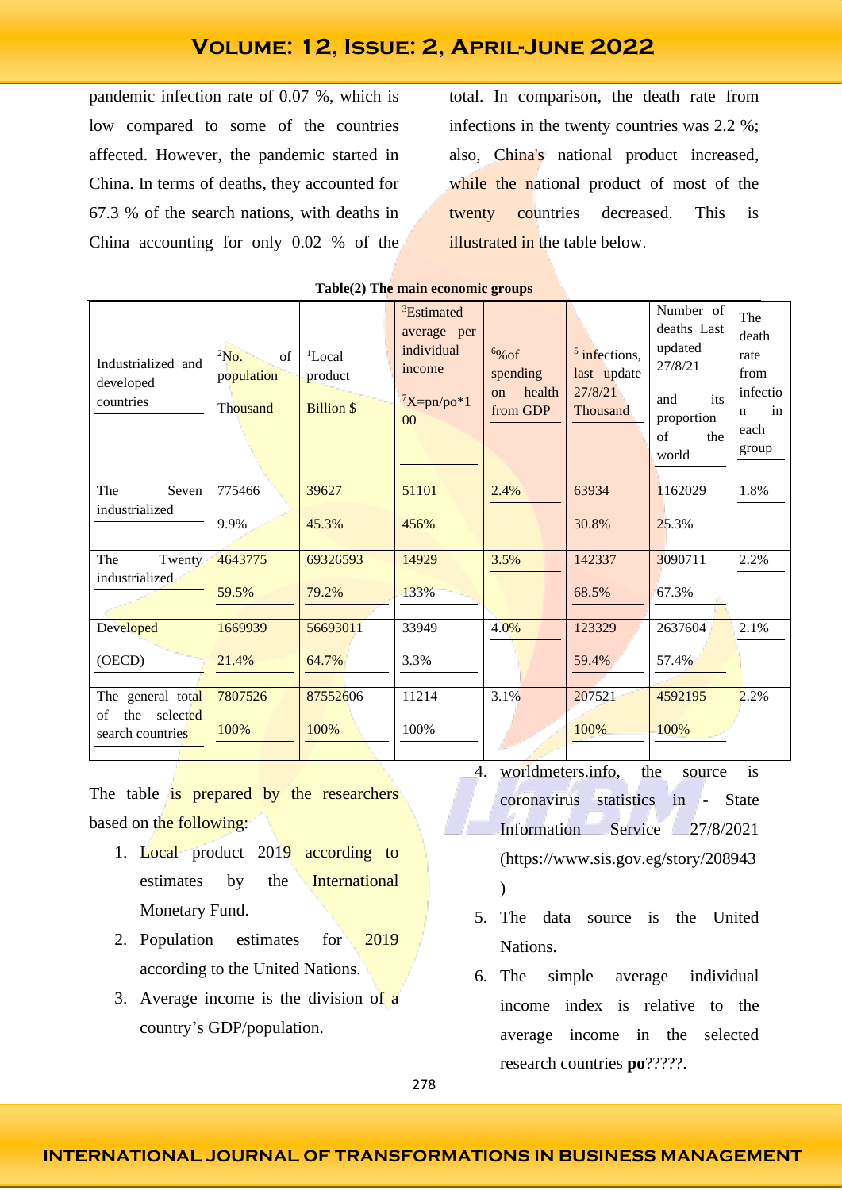pandemic infection rate of 0.07 %, which is low compared to some of the countries affected. However, the pandemic started in China. In terms of deaths, they accounted for 67.3 % of the search nations, with deaths in China accounting for only 0.02 % of the total. In comparison, the death rate from infections in the twenty countries was 2.2 %; also, China's national product increased, while the national product of most of the twenty countries decreased. This is illustrated in the table below.

**Table(2) The main economic groups**

| Industrialized and developed countries | [2]No. of population Thousand | [1]Local product Billion $ | [3]Estimated average per individual income [7]X=pn/po*100 | [6]%of spending on health from GDP | [5] infections, last update 27/8/21 Thousand | Number of deaths Last updated 27/8/21 and its proportion of the world | The death rate from infection in each group |
|---|---|---|---|---|---|---|---|
| The Seven industrialized | 775466<br>9.9% | 39627<br>45.3% | 51101<br>456% | 2.4% | 63934<br>30.8% | 1162029<br>25.3% | 1.8% |
| The Twenty industrialized | 4643775<br>59.5% | 69326593<br>79.2% | 14929<br>133% | 3.5% | 142337<br>68.5% | 3090711<br>67.3% | 2.2% |
| Developed (OECD) | 1669939<br>21.4% | 56693011<br>64.7% | 33949<br>3.3% | 4.0% | 123329<br>59.4% | 2637604<br>57.4% | 2.1% |
| The general total of the selected search countries | 7807526<br>100% | 87552606<br>100% | 11214<br>100% | 3.1% | 207521<br>100% | 4592195<br>100% | 2.2% |

The table is prepared by the researchers based on the following:

1. Local product 2019 according to estimates by the International Monetary Fund.
2. Population estimates for 2019 according to the United Nations.
3. Average income is the division of a country's GDP/population.
4. worldmeters.info, the source is coronavirus statistics in - State Information Service 27/8/2021 (https://www.sis.gov.eg/story/208943)
5. The data source is the United Nations.
6. The simple average individual income index is relative to the average income in the selected research countries **po**?????.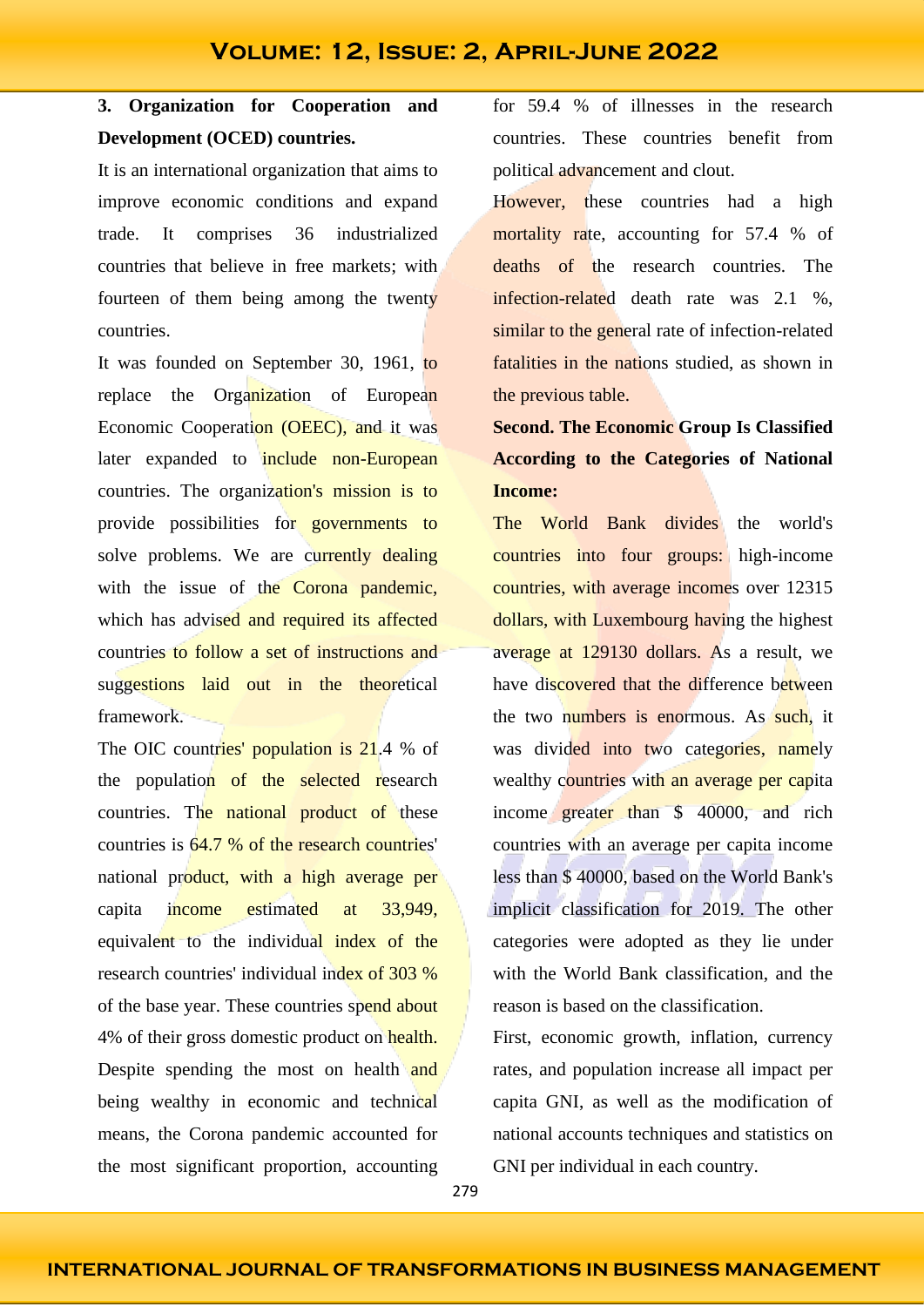**3. Organization for Cooperation and Development (OCED) countries.**

It is an international organization that aims to improve economic conditions and expand trade. It comprises 36 industrialized countries that believe in free markets; with fourteen of them being among the twenty countries.

It was founded on September 30, 1961, to replace the Organization of European Economic Cooperation (OEEC), and it was later expanded to include non-European countries. The organization's mission is to provide possibilities for governments to solve problems. We are currently dealing with the issue of the Corona pandemic, which has advised and required its affected countries to follow a set of instructions and suggestions laid out in the theoretical framework.

The OIC countries' population is 21.4 % of the population of the selected research countries. The national product of these countries is 64.7 % of the research countries' national product, with a high average per capita income estimated at 33,949, equivalent to the individual index of the research countries' individual index of 303 % of the base year. These countries spend about 4% of their gross domestic product on health. Despite spending the most on health and being wealthy in economic and technical means, the Corona pandemic accounted for the most significant proportion, accounting for 59.4 % of illnesses in the research countries. These countries benefit from political advancement and clout.

However, these countries had a high mortality rate, accounting for 57.4 % of deaths of the research countries. The infection-related death rate was 2.1 %, similar to the general rate of infection-related fatalities in the nations studied, as shown in the previous table.

**Second. The Economic Group Is Classified According to the Categories of National Income:**

The World Bank divides the world's countries into four groups: high-income countries, with average incomes over 12315 dollars, with Luxembourg having the highest average at 129130 dollars. As a result, we have discovered that the difference between the two numbers is enormous. As such, it was divided into two categories, namely wealthy countries with an average per capita income greater than $ 40000, and rich countries with an average per capita income less than $ 40000, based on the World Bank's implicit classification for 2019. The other categories were adopted as they lie under with the World Bank classification, and the reason is based on the classification.

First, economic growth, inflation, currency rates, and population increase all impact per capita GNI, as well as the modification of national accounts techniques and statistics on GNI per individual in each country.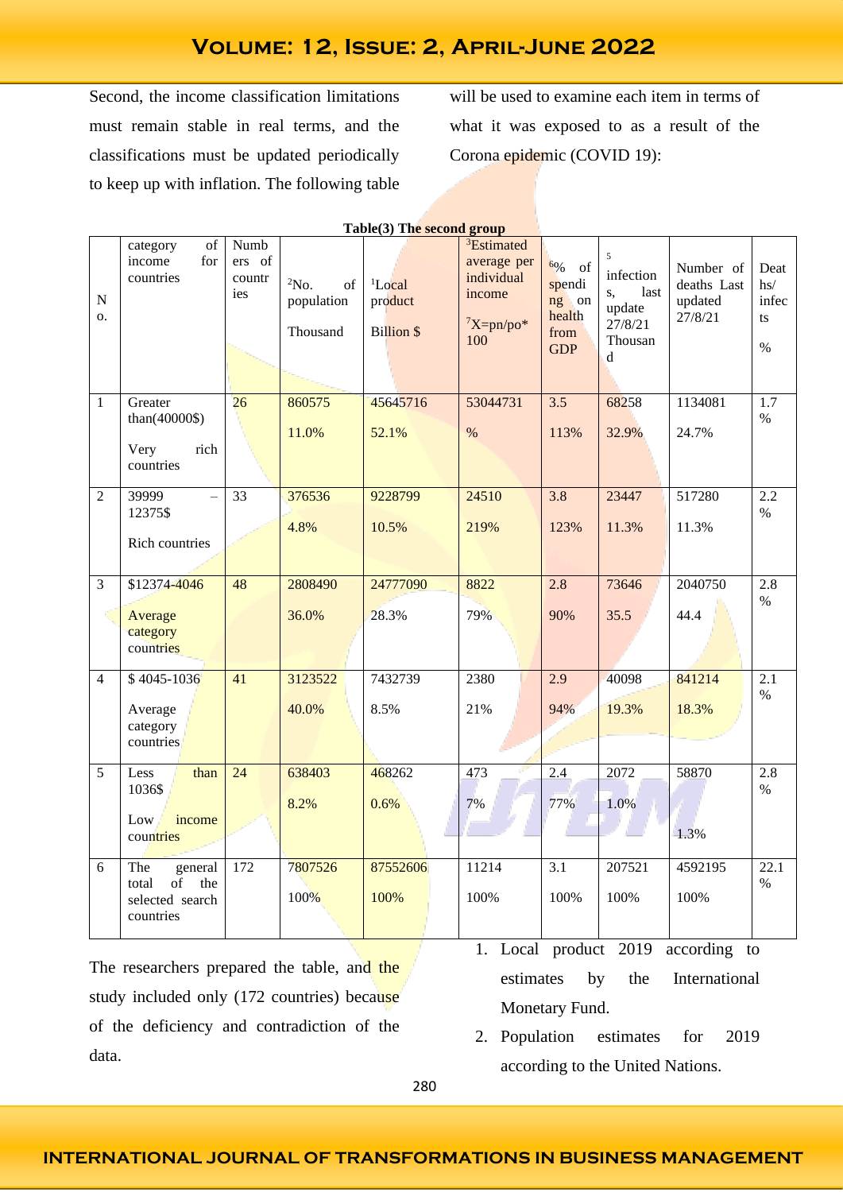Second, the income classification limitations must remain stable in real terms, and the classifications must be updated periodically to keep up with inflation. The following table will be used to examine each item in terms of what it was exposed to as a result of the Corona epidemic (COVID 19):

**Table(3) The second group**

| No. | category of income for countries | Numbers of countries | [2]No. of population Thousand | [1]Local product Billion $ | [3]Estimated average per individual income [7]X=pn/po*100 | [6]% of spending on health from GDP | [5] infections, last update 27/8/21 Thousand | Number of deaths Last updated 27/8/21 | Deaths/infects % |
|---|---|---|---|---|---|---|---|---|---|
| 1 | Greater than(40000$) Very rich countries | 26 | 860575 11.0% | 45645716 52.1% | 53044731 % | 3.5 113% | 68258 32.9% | 1134081 24.7% | 1.7 % |
| 2 | 39999 – 12375$ Rich countries | 33 | 376536 4.8% | 9228799 10.5% | 24510 219% | 3.8 123% | 23447 11.3% | 517280 11.3% | 2.2 % |
| 3 | $12374-4046 Average category countries | 48 | 2808490 36.0% | 24777090 28.3% | 8822 79% | 2.8 90% | 73646 35.5 | 2040750 44.4 | 2.8 % |
| 4 | $ 4045-1036 Average category countries | 41 | 3123522 40.0% | 7432739 8.5% | 2380 21% | 2.9 94% | 40098 19.3% | 841214 18.3% | 2.1 % |
| 5 | Less than 1036$ Low income countries | 24 | 638403 8.2% | 468262 0.6% | 473 7% | 2.4 77% | 2072 1.0% | 58870 1.3% | 2.8 % |
| 6 | The general total of the selected search countries | 172 | 7807526 100% | 87552606 100% | 11214 100% | 3.1 100% | 207521 100% | 4592195 100% | 22.1 % |

The researchers prepared the table, and the study included only (172 countries) because of the deficiency and contradiction of the data.

1. Local product 2019 according to estimates by the International Monetary Fund.
2. Population estimates for 2019 according to the United Nations.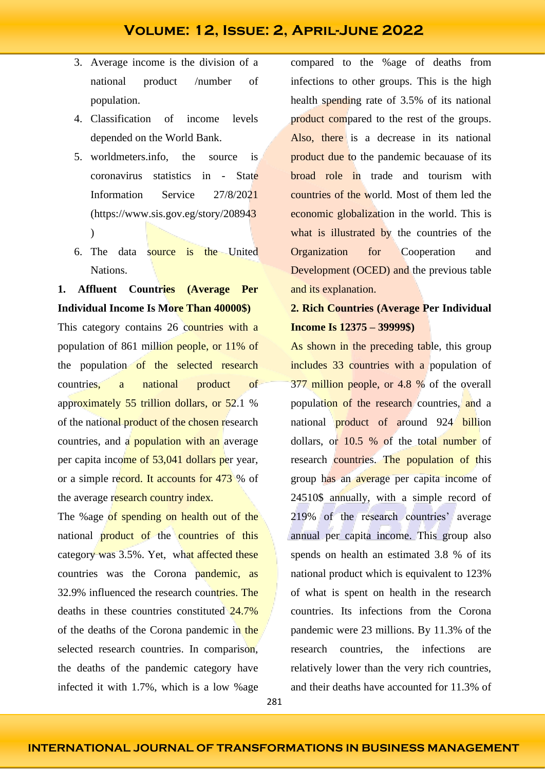3. Average income is the division of a national product /number of population.
4. Classification of income levels depended on the World Bank.
5. worldmeters.info, the source is coronavirus statistics in - State Information Service 27/8/2021 (https://www.sis.gov.eg/story/208943)
6. The data source is the United Nations.

**1. Affluent Countries (Average Per Individual Income Is More Than 40000$)**

This category contains 26 countries with a population of 861 million people, or 11% of the population of the selected research countries, a national product of approximately 55 trillion dollars, or 52.1 % of the national product of the chosen research countries, and a population with an average per capita income of 53,041 dollars per year, or a simple record. It accounts for 473 % of the average research country index.

The %age of spending on health out of the national product of the countries of this category was 3.5%. Yet, what affected these countries was the Corona pandemic, as 32.9% influenced the research countries. The deaths in these countries constituted 24.7% of the deaths of the Corona pandemic in the selected research countries. In comparison, the deaths of the pandemic category have infected it with 1.7%, which is a low %age compared to the %age of deaths from infections to other groups. This is the high health spending rate of 3.5% of its national product compared to the rest of the groups. Also, there is a decrease in its national product due to the pandemic becauase of its broad role in trade and tourism with countries of the world. Most of them led the economic globalization in the world. This is what is illustrated by the countries of the Organization for Cooperation and Development (OCED) and the previous table and its explanation.

**2. Rich Countries (Average Per Individual Income Is 12375 – 39999$)**

As shown in the preceding table, this group includes 33 countries with a population of 377 million people, or 4.8 % of the overall population of the research countries, and a national product of around 924 billion dollars, or 10.5 % of the total number of research countries. The population of this group has an average per capita income of 24510$ annually, with a simple record of 219% of the research countries' average annual per capita income. This group also spends on health an estimated 3.8 % of its national product which is equivalent to 123% of what is spent on health in the research countries. Its infections from the Corona pandemic were 23 millions. By 11.3% of the research countries, the infections are relatively lower than the very rich countries, and their deaths have accounted for 11.3% of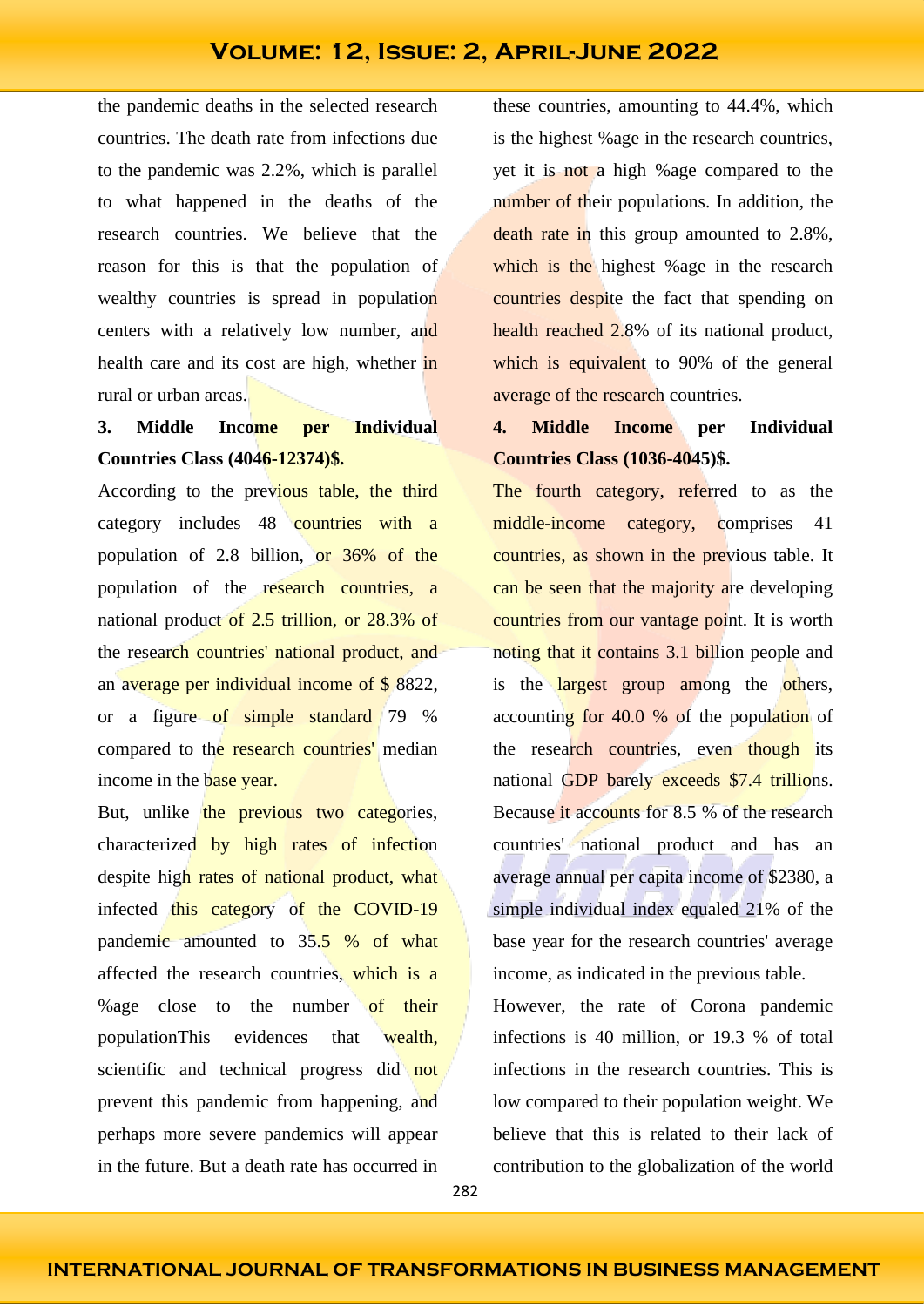the pandemic deaths in the selected research countries. The death rate from infections due to the pandemic was 2.2%, which is parallel to what happened in the deaths of the research countries. We believe that the reason for this is that the population of wealthy countries is spread in population centers with a relatively low number, and health care and its cost are high, whether in rural or urban areas.

**3. Middle Income per Individual Countries Class (4046-12374)$.**

According to the previous table, the third category includes 48 countries with a population of 2.8 billion, or 36% of the population of the research countries, a national product of 2.5 trillion, or 28.3% of the research countries' national product, and an average per individual income of $ 8822, or a figure of simple standard 79 % compared to the research countries' median income in the base year.

But, unlike the previous two categories, characterized by high rates of infection despite high rates of national product, what infected this category of the COVID-19 pandemic amounted to 35.5 % of what affected the research countries, which is a %age close to the number of their populationThis evidences that wealth, scientific and technical progress did not prevent this pandemic from happening, and perhaps more severe pandemics will appear in the future. But a death rate has occurred in these countries, amounting to 44.4%, which is the highest %age in the research countries, yet it is not a high %age compared to the number of their populations. In addition, the death rate in this group amounted to 2.8%, which is the highest %age in the research countries despite the fact that spending on health reached 2.8% of its national product, which is equivalent to 90% of the general average of the research countries.

**4. Middle Income per Individual Countries Class (1036-4045)$.**

The fourth category, referred to as the middle-income category, comprises 41 countries, as shown in the previous table. It can be seen that the majority are developing countries from our vantage point. It is worth noting that it contains 3.1 billion people and is the largest group among the others, accounting for 40.0 % of the population of the research countries, even though its national GDP barely exceeds $7.4 trillions. Because it accounts for 8.5 % of the research countries' national product and has an average annual per capita income of $2380, a simple individual index equaled 21% of the base year for the research countries' average income, as indicated in the previous table.

However, the rate of Corona pandemic infections is 40 million, or 19.3 % of total infections in the research countries. This is low compared to their population weight. We believe that this is related to their lack of contribution to the globalization of the world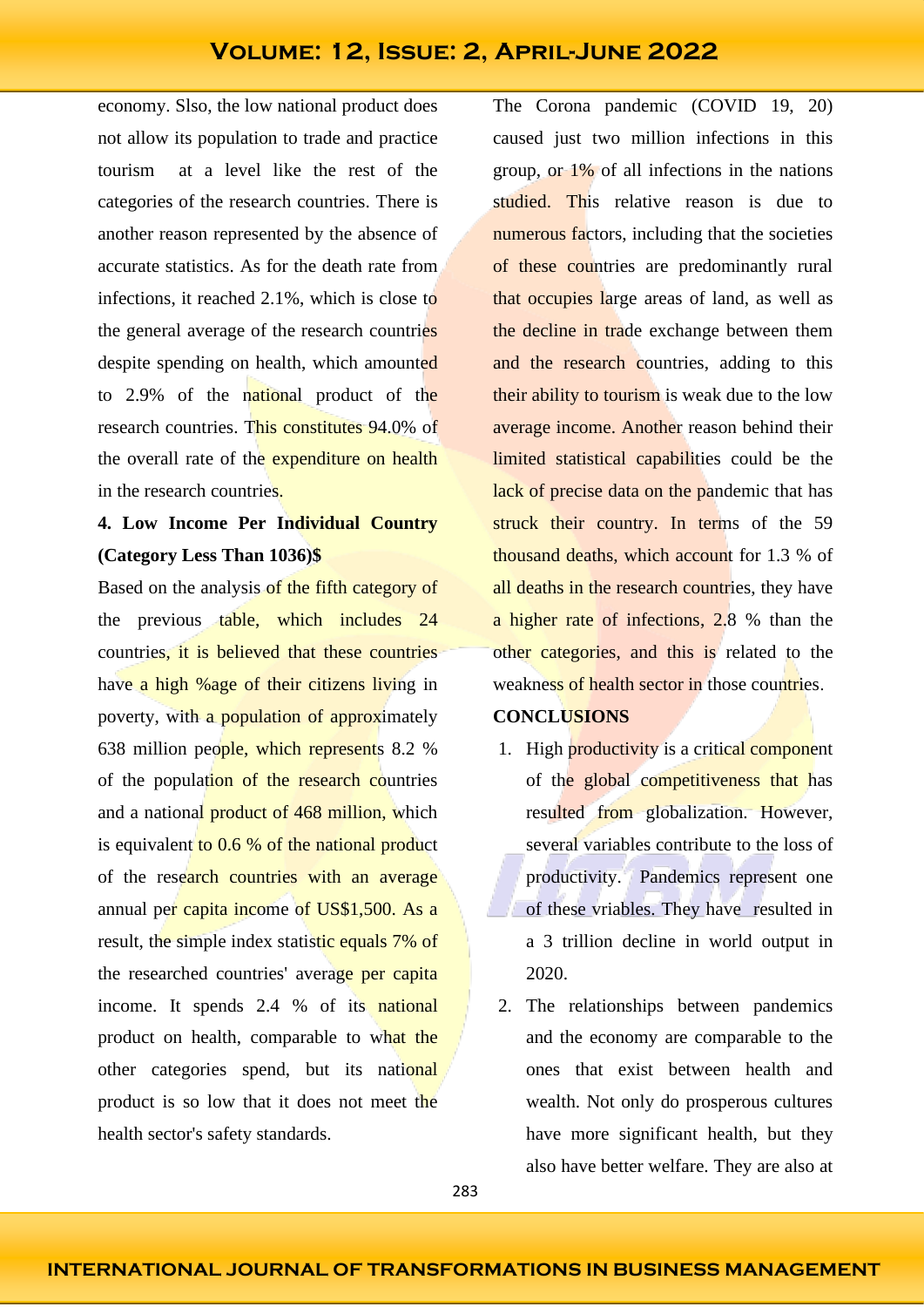economy. Slso, the low national product does not allow its population to trade and practice tourism at a level like the rest of the categories of the research countries. There is another reason represented by the absence of accurate statistics. As for the death rate from infections, it reached 2.1%, which is close to the general average of the research countries despite spending on health, which amounted to 2.9% of the national product of the research countries. This constitutes 94.0% of the overall rate of the expenditure on health in the research countries.

**4. Low Income Per Individual Country (Category Less Than 1036)$**

Based on the analysis of the fifth category of the previous table, which includes 24 countries, it is believed that these countries have a high %age of their citizens living in poverty, with a population of approximately 638 million people, which represents 8.2 % of the population of the research countries and a national product of 468 million, which is equivalent to 0.6 % of the national product of the research countries with an average annual per capita income of US$1,500. As a result, the simple index statistic equals 7% of the researched countries' average per capita income. It spends 2.4 % of its national product on health, comparable to what the other categories spend, but its national product is so low that it does not meet the health sector's safety standards.

The Corona pandemic (COVID 19, 20) caused just two million infections in this group, or 1% of all infections in the nations studied. This relative reason is due to numerous factors, including that the societies of these countries are predominantly rural that occupies large areas of land, as well as the decline in trade exchange between them and the research countries, adding to this their ability to tourism is weak due to the low average income. Another reason behind their limited statistical capabilities could be the lack of precise data on the pandemic that has struck their country. In terms of the 59 thousand deaths, which account for 1.3 % of all deaths in the research countries, they have a higher rate of infections, 2.8 % than the other categories, and this is related to the weakness of health sector in those countries.

## CONCLUSIONS

1. High productivity is a critical component of the global competitiveness that has resulted from globalization. However, several variables contribute to the loss of productivity. Pandemics represent one of these vriables. They have resulted in a 3 trillion decline in world output in 2020.
2. The relationships between pandemics and the economy are comparable to the ones that exist between health and wealth. Not only do prosperous cultures have more significant health, but they also have better welfare. They are also at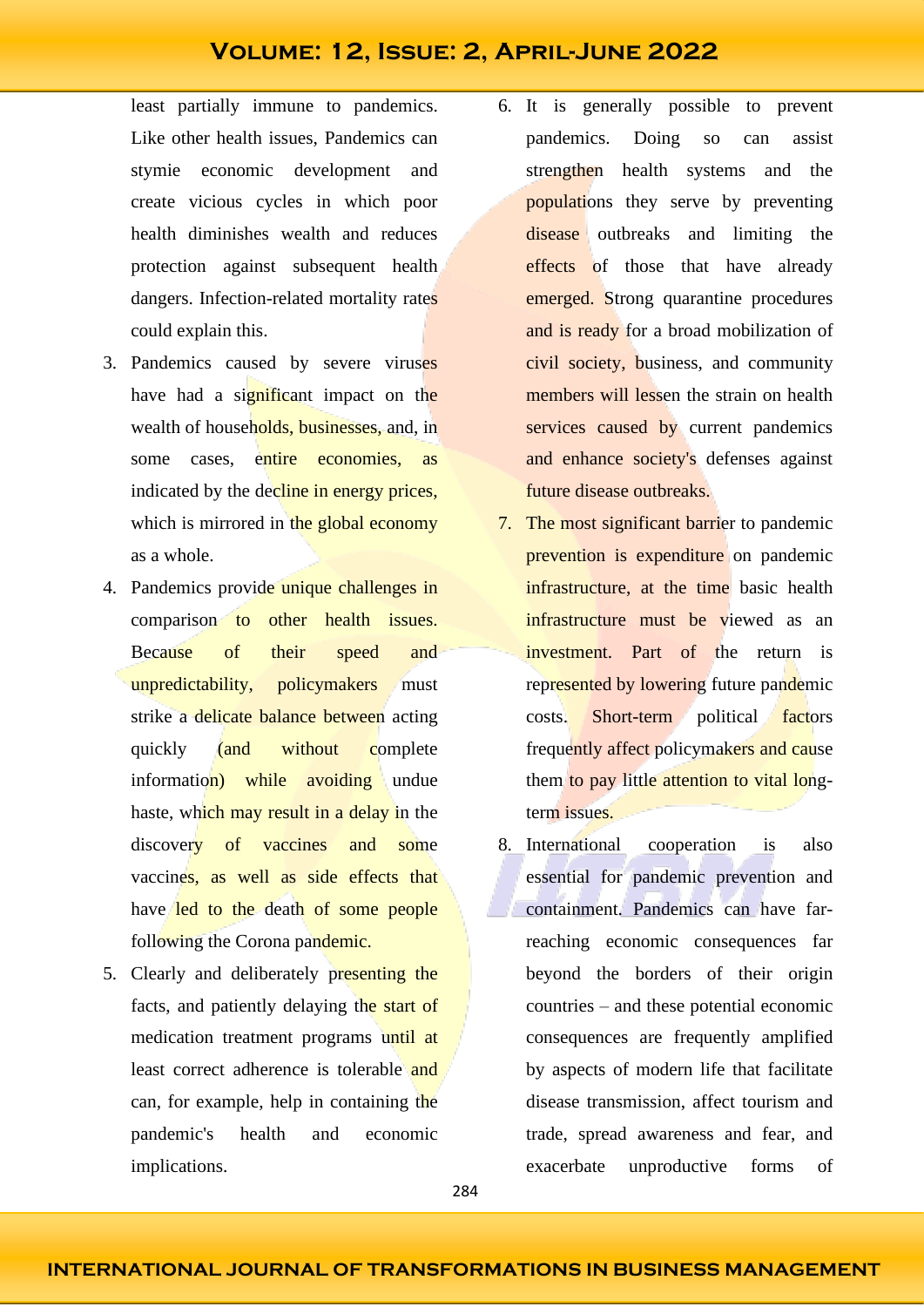least partially immune to pandemics. Like other health issues, Pandemics can stymie economic development and create vicious cycles in which poor health diminishes wealth and reduces protection against subsequent health dangers. Infection-related mortality rates could explain this.

3. Pandemics caused by severe viruses have had a significant impact on the wealth of households, businesses, and, in some cases, entire economies, as indicated by the decline in energy prices, which is mirrored in the global economy as a whole.
4. Pandemics provide unique challenges in comparison to other health issues. Because of their speed and unpredictability, policymakers must strike a delicate balance between acting quickly (and without complete information) while avoiding undue haste, which may result in a delay in the discovery of vaccines and some vaccines, as well as side effects that have led to the death of some people following the Corona pandemic.
5. Clearly and deliberately presenting the facts, and patiently delaying the start of medication treatment programs until at least correct adherence is tolerable and can, for example, help in containing the pandemic's health and economic implications.
6. It is generally possible to prevent pandemics. Doing so can assist strengthen health systems and the populations they serve by preventing disease outbreaks and limiting the effects of those that have already emerged. Strong quarantine procedures and is ready for a broad mobilization of civil society, business, and community members will lessen the strain on health services caused by current pandemics and enhance society's defenses against future disease outbreaks.
7. The most significant barrier to pandemic prevention is expenditure on pandemic infrastructure, at the time basic health infrastructure must be viewed as an investment. Part of the return is represented by lowering future pandemic costs. Short-term political factors frequently affect policymakers and cause them to pay little attention to vital long-term issues.
8. International cooperation is also essential for pandemic prevention and containment. Pandemics can have far-reaching economic consequences far beyond the borders of their origin countries – and these potential economic consequences are frequently amplified by aspects of modern life that facilitate disease transmission, affect tourism and trade, spread awareness and fear, and exacerbate unproductive forms of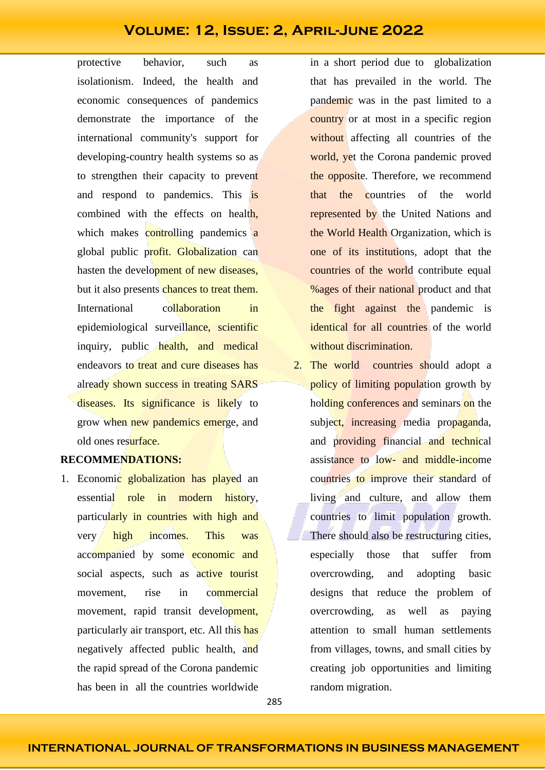protective behavior, such as isolationism. Indeed, the health and economic consequences of pandemics demonstrate the importance of the international community's support for developing-country health systems so as to strengthen their capacity to prevent and respond to pandemics. This is combined with the effects on health, which makes controlling pandemics a global public profit. Globalization can hasten the development of new diseases, but it also presents chances to treat them. International collaboration in epidemiological surveillance, scientific inquiry, public health, and medical endeavors to treat and cure diseases has already shown success in treating SARS diseases. Its significance is likely to grow when new pandemics emerge, and old ones resurface.

**RECOMMENDATIONS:**

1. Economic globalization has played an essential role in modern history, particularly in countries with high and very high incomes. This was accompanied by some economic and social aspects, such as active tourist movement, rise in commercial movement, rapid transit development, particularly air transport, etc. All this has negatively affected public health, and the rapid spread of the Corona pandemic has been in all the countries worldwide in a short period due to globalization that has prevailed in the world. The pandemic was in the past limited to a country or at most in a specific region without affecting all countries of the world, yet the Corona pandemic proved the opposite. Therefore, we recommend that the countries of the world represented by the United Nations and the World Health Organization, which is one of its institutions, adopt that the countries of the world contribute equal %ages of their national product and that the fight against the pandemic is identical for all countries of the world without discrimination.
2. The world countries should adopt a policy of limiting population growth by holding conferences and seminars on the subject, increasing media propaganda, and providing financial and technical assistance to low- and middle-income countries to improve their standard of living and culture, and allow them countries to limit population growth. There should also be restructuring cities, especially those that suffer from overcrowding, and adopting basic designs that reduce the problem of overcrowding, as well as paying attention to small human settlements from villages, towns, and small cities by creating job opportunities and limiting random migration.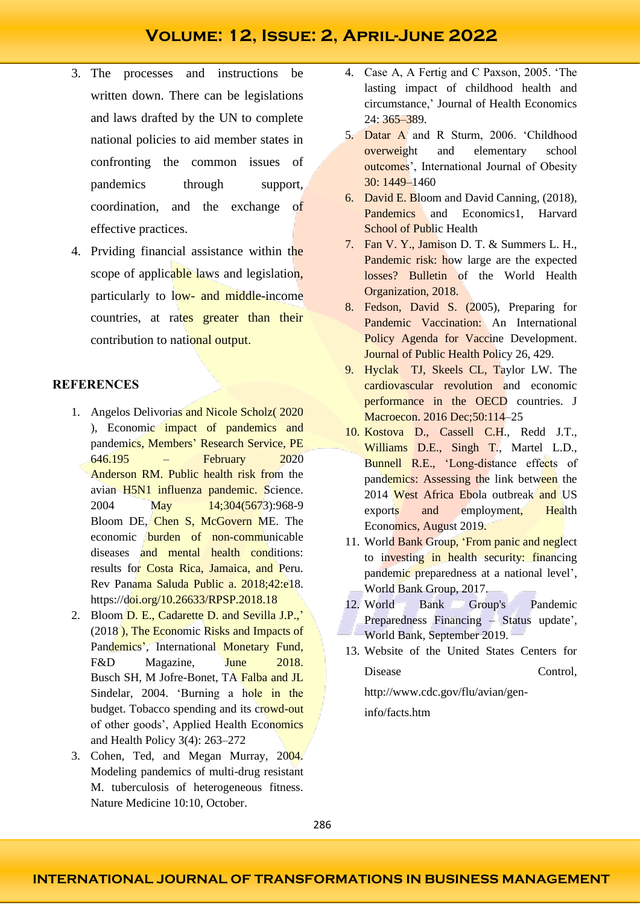3. The processes and instructions be written down. There can be legislations and laws drafted by the UN to complete national policies to aid member states in confronting the common issues of pandemics through support, coordination, and the exchange of effective practices.
4. Prviding financial assistance within the scope of applicable laws and legislation, particularly to low- and middle-income countries, at rates greater than their contribution to national output.

## REFERENCES

1. Angelos Delivorias and Nicole Scholz( 2020 ), Economic impact of pandemics and pandemics, Members' Research Service, PE 646.195 – February 2020 Anderson RM. Public health risk from the avian H5N1 influenza pandemic. Science. 2004 May 14;304(5673):968-9 Bloom DE, Chen S, McGovern ME. The economic burden of non-communicable diseases and mental health conditions: results for Costa Rica, Jamaica, and Peru. Rev Panama Saluda Public a. 2018;42:e18. https://doi.org/10.26633/RPSP.2018.18
2. Bloom D. E., Cadarette D. and Sevilla J.P.,' (2018 ), The Economic Risks and Impacts of Pandemics', International Monetary Fund, F&D Magazine, June 2018. Busch SH, M Jofre-Bonet, TA Falba and JL Sindelar, 2004. 'Burning a hole in the budget. Tobacco spending and its crowd-out of other goods', Applied Health Economics and Health Policy 3(4): 263–272
3. Cohen, Ted, and Megan Murray, 2004. Modeling pandemics of multi-drug resistant M. tuberculosis of heterogeneous fitness. Nature Medicine 10:10, October.
4. Case A, A Fertig and C Paxson, 2005. 'The lasting impact of childhood health and circumstance,' Journal of Health Economics 24: 365–389.
5. Datar A and R Sturm, 2006. 'Childhood overweight and elementary school outcomes', International Journal of Obesity 30: 1449–1460
6. David E. Bloom and David Canning, (2018), Pandemics and Economics1, Harvard School of Public Health
7. Fan V. Y., Jamison D. T. & Summers L. H., Pandemic risk: how large are the expected losses? Bulletin of the World Health Organization, 2018.
8. Fedson, David S. (2005), Preparing for Pandemic Vaccination: An International Policy Agenda for Vaccine Development. Journal of Public Health Policy 26, 429.
9. Hyclak TJ, Skeels CL, Taylor LW. The cardiovascular revolution and economic performance in the OECD countries. J Macroecon. 2016 Dec;50:114–25
10. Kostova D., Cassell C.H., Redd J.T., Williams D.E., Singh T., Martel L.D., Bunnell R.E., 'Long-distance effects of pandemics: Assessing the link between the 2014 West Africa Ebola outbreak and US exports and employment, Health Economics, August 2019.
11. World Bank Group, 'From panic and neglect to investing in health security: financing pandemic preparedness at a national level', World Bank Group, 2017.
12. World Bank Group's Pandemic Preparedness Financing – Status update', World Bank, September 2019.
13. Website of the United States Centers for Disease Control, http://www.cdc.gov/flu/avian/gen-info/facts.htm